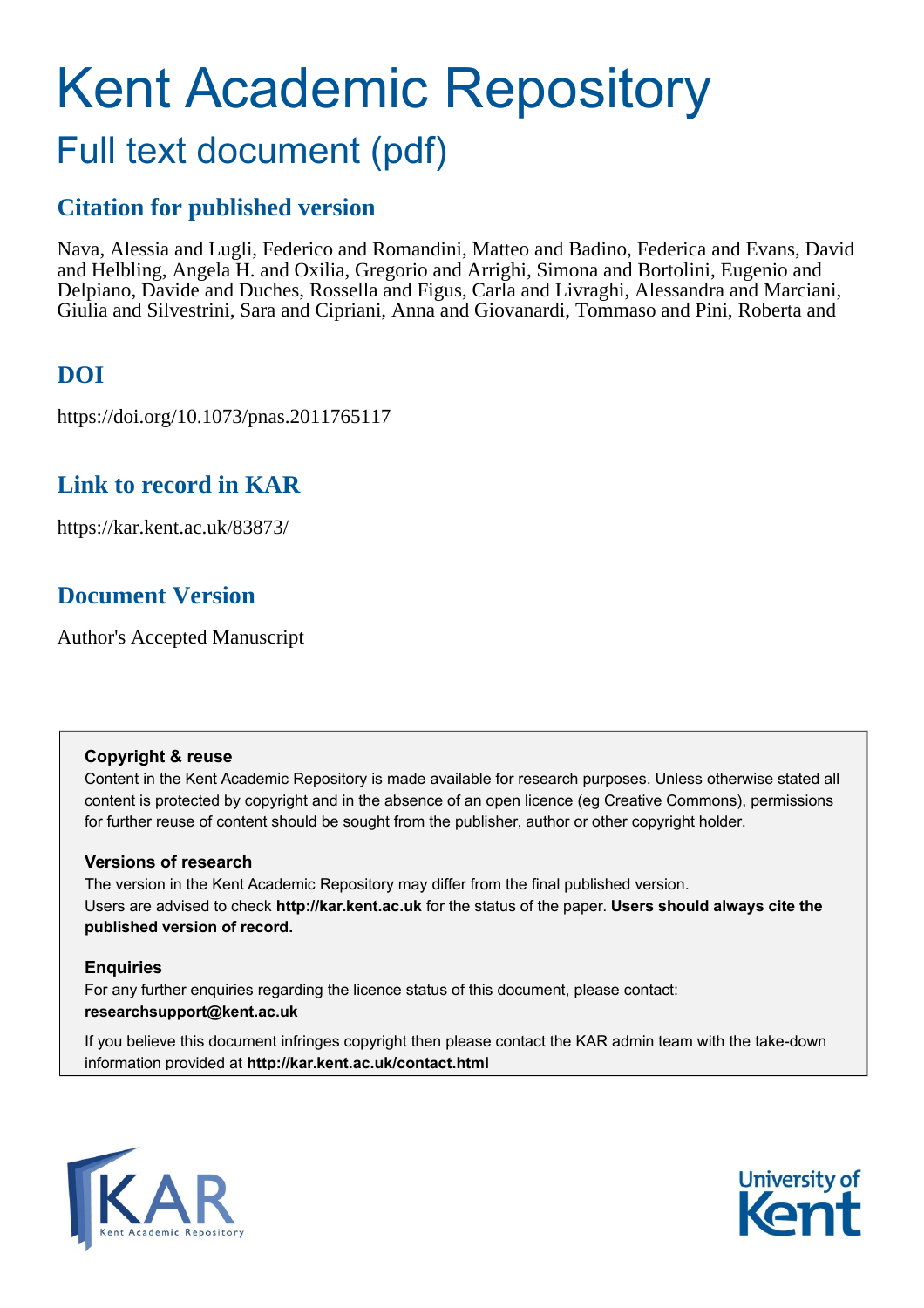# Kent Academic Repository

## Full text document (pdf)

## Citation for published version

Nava, Alessia and Lugli, Federico and Romandini, Matteo and Badino, Federica and Evans, David and Helbling, Angela H. and Oxilia, Gregorio and Arrighi, Simona and Bortolini, Eugenio and Delpiano, Davide and Duches, Rossella and Figus, Carla and Livraghi, Alessandra and Marciani, Giulia and Silvestrini, Sara and Cipriani, Anna and Giovanardi, Tommaso and Pini, Roberta and

## DOI

https://doi.org/10.1073/pnas.2011765117

## Link to record in KAR

https://kar.kent.ac.uk/83873/

## Document Version

Author's Accepted Manuscript

**Copyright & reuse**

Content in the Kent Academic Repository is made available for research purposes. Unless otherwise stated all content is protected by copyright and in the absence of an open licence (eg Creative Commons), permissions for further reuse of content should be sought from the publisher, author or other copyright holder.

**Versions of research**

The version in the Kent Academic Repository may differ from the final published version. Users are advised to check **http://kar.kent.ac.uk** for the status of the paper. **Users should always cite the published version of record.**

**Enquiries**

For any further enquiries regarding the licence status of this document, please contact: **researchsupport@kent.ac.uk**

If you believe this document infringes copyright then please contact the KAR admin team with the take-down information provided at **http://kar.kent.ac.uk/contact.html**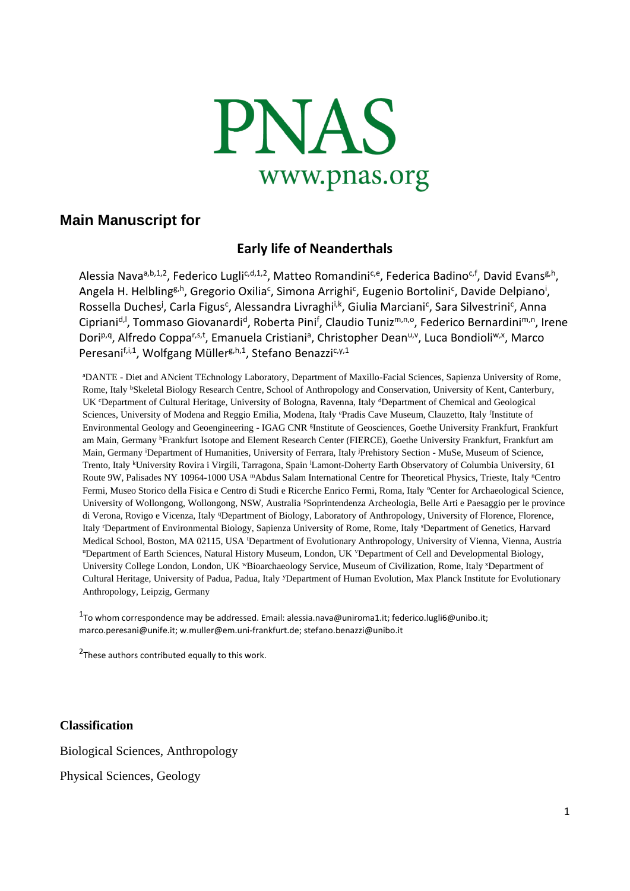PNAS
www.pnas.org

## Main Manuscript for

### Early life of Neanderthals

Alessia Nava[a,b,1,2], Federico Lugli[c,d,1,2], Matteo Romandini[c,e], Federica Badino[c,f], David Evans[g,h], Angela H. Helbling[g,h], Gregorio Oxilia[c], Simona Arrighi[c], Eugenio Bortolini[c], Davide Delpiano[i], Rossella Duches[j], Carla Figus[c], Alessandra Livraghi[i,k], Giulia Marciani[c], Sara Silvestrini[c], Anna Cipriani[d,l], Tommaso Giovanardi[d], Roberta Pini[f], Claudio Tuniz[m,n,o], Federico Bernardini[m,n], Irene Dori[p,q], Alfredo Coppa[r,s,t], Emanuela Cristiani[a], Christopher Dean[u,v], Luca Bondioli[w,x], Marco Peresani[f,i,1], Wolfgang Müller[g,h,1], Stefano Benazzi[c,y,1]

[a]DANTE - Diet and ANcient TEchnology Laboratory, Department of Maxillo-Facial Sciences, Sapienza University of Rome, Rome, Italy [b]Skeletal Biology Research Centre, School of Anthropology and Conservation, University of Kent, Canterbury, UK [c]Department of Cultural Heritage, University of Bologna, Ravenna, Italy [d]Department of Chemical and Geological Sciences, University of Modena and Reggio Emilia, Modena, Italy [e]Pradis Cave Museum, Clauzetto, Italy [f]Institute of Environmental Geology and Geoengineering - IGAG CNR [g]Institute of Geosciences, Goethe University Frankfurt, Frankfurt am Main, Germany [h]Frankfurt Isotope and Element Research Center (FIERCE), Goethe University Frankfurt, Frankfurt am Main, Germany [i]Department of Humanities, University of Ferrara, Italy [j]Prehistory Section - MuSe, Museum of Science, Trento, Italy [k]University Rovira i Virgili, Tarragona, Spain [l]Lamont-Doherty Earth Observatory of Columbia University, 61 Route 9W, Palisades NY 10964-1000 USA [m]Abdus Salam International Centre for Theoretical Physics, Trieste, Italy [n]Centro Fermi, Museo Storico della Fisica e Centro di Studi e Ricerche Enrico Fermi, Roma, Italy [o]Center for Archaeological Science, University of Wollongong, Wollongong, NSW, Australia [p]Soprintendenza Archeologia, Belle Arti e Paesaggio per le province di Verona, Rovigo e Vicenza, Italy [q]Department of Biology, Laboratory of Anthropology, University of Florence, Florence, Italy [r]Department of Environmental Biology, Sapienza University of Rome, Rome, Italy [s]Department of Genetics, Harvard Medical School, Boston, MA 02115, USA [t]Department of Evolutionary Anthropology, University of Vienna, Vienna, Austria [u]Department of Earth Sciences, Natural History Museum, London, UK [v]Department of Cell and Developmental Biology, University College London, London, UK [w]Bioarchaeology Service, Museum of Civilization, Rome, Italy [x]Department of Cultural Heritage, University of Padua, Padua, Italy [y]Department of Human Evolution, Max Planck Institute for Evolutionary Anthropology, Leipzig, Germany

[1]To whom correspondence may be addressed. Email: alessia.nava@uniroma1.it; federico.lugli6@unibo.it; marco.peresani@unife.it; w.muller@em.uni-frankfurt.de; stefano.benazzi@unibo.it

[2]These authors contributed equally to this work.

**Classification**

Biological Sciences, Anthropology

Physical Sciences, Geology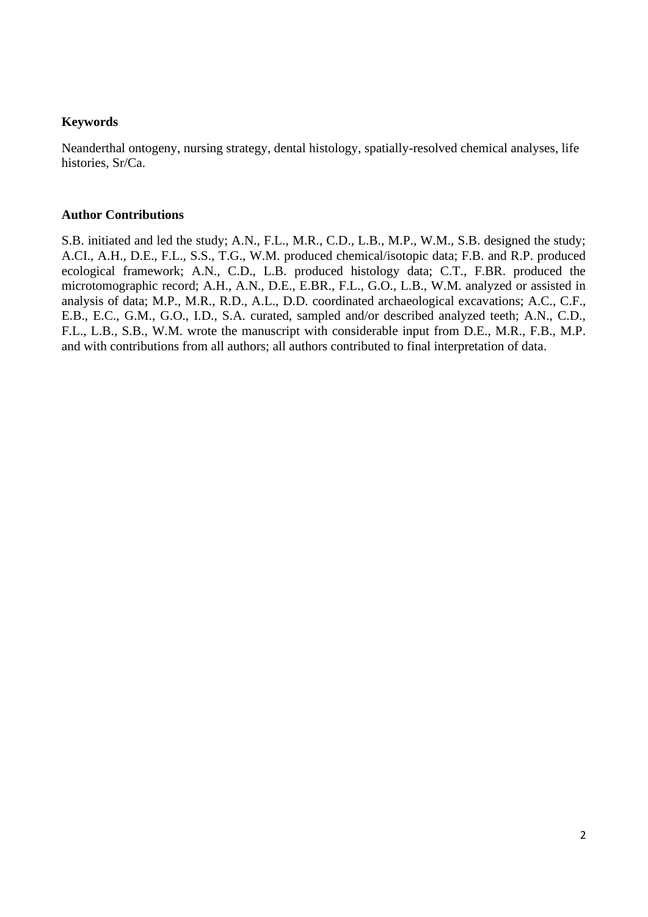**Keywords**

Neanderthal ontogeny, nursing strategy, dental histology, spatially-resolved chemical analyses, life histories, Sr/Ca.

**Author Contributions**

S.B. initiated and led the study; A.N., F.L., M.R., C.D., L.B., M.P., W.M., S.B. designed the study; A.CI., A.H., D.E., F.L., S.S., T.G., W.M. produced chemical/isotopic data; F.B. and R.P. produced ecological framework; A.N., C.D., L.B. produced histology data; C.T., F.BR. produced the microtomographic record; A.H., A.N., D.E., E.BR., F.L., G.O., L.B., W.M. analyzed or assisted in analysis of data; M.P., M.R., R.D., A.L., D.D. coordinated archaeological excavations; A.C., C.F., E.B., E.C., G.M., G.O., I.D., S.A. curated, sampled and/or described analyzed teeth; A.N., C.D., F.L., L.B., S.B., W.M. wrote the manuscript with considerable input from D.E., M.R., F.B., M.P. and with contributions from all authors; all authors contributed to final interpretation of data.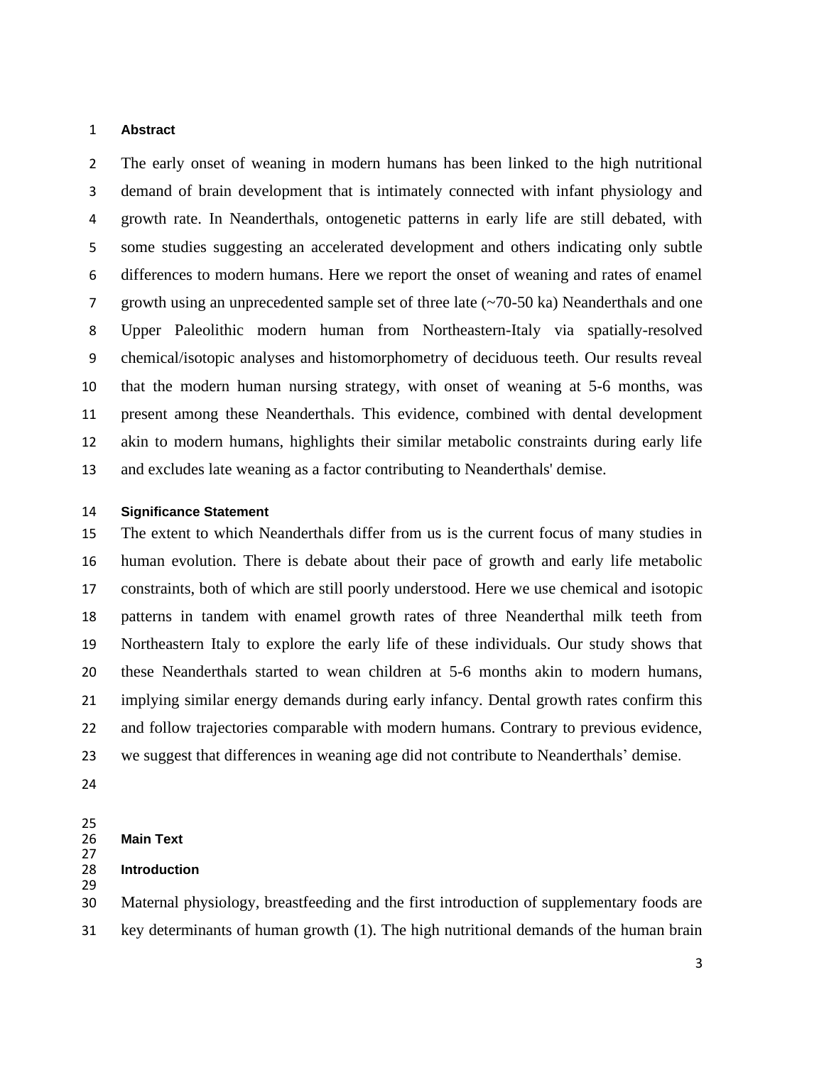### Abstract

The early onset of weaning in modern humans has been linked to the high nutritional demand of brain development that is intimately connected with infant physiology and growth rate. In Neanderthals, ontogenetic patterns in early life are still debated, with some studies suggesting an accelerated development and others indicating only subtle differences to modern humans. Here we report the onset of weaning and rates of enamel growth using an unprecedented sample set of three late (~70-50 ka) Neanderthals and one Upper Paleolithic modern human from Northeastern-Italy via spatially-resolved chemical/isotopic analyses and histomorphometry of deciduous teeth. Our results reveal that the modern human nursing strategy, with onset of weaning at 5-6 months, was present among these Neanderthals. This evidence, combined with dental development akin to modern humans, highlights their similar metabolic constraints during early life and excludes late weaning as a factor contributing to Neanderthals' demise.

### Significance Statement

The extent to which Neanderthals differ from us is the current focus of many studies in human evolution. There is debate about their pace of growth and early life metabolic constraints, both of which are still poorly understood. Here we use chemical and isotopic patterns in tandem with enamel growth rates of three Neanderthal milk teeth from Northeastern Italy to explore the early life of these individuals. Our study shows that these Neanderthals started to wean children at 5-6 months akin to modern humans, implying similar energy demands during early infancy. Dental growth rates confirm this and follow trajectories comparable with modern humans. Contrary to previous evidence, we suggest that differences in weaning age did not contribute to Neanderthals' demise.

## Main Text

### Introduction

Maternal physiology, breastfeeding and the first introduction of supplementary foods are key determinants of human growth (1). The high nutritional demands of the human brain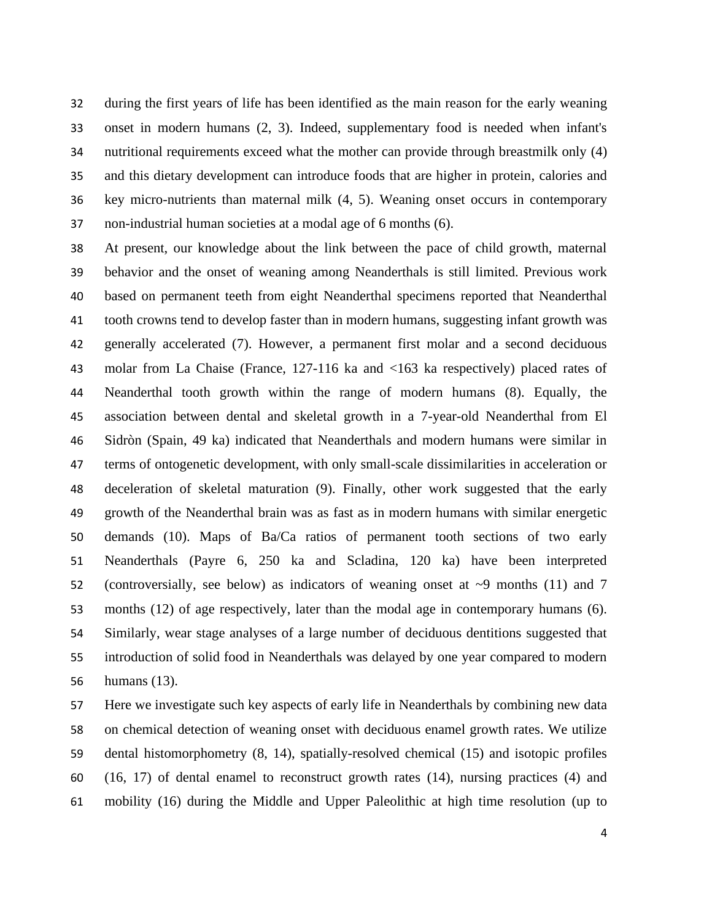during the first years of life has been identified as the main reason for the early weaning onset in modern humans (2, 3). Indeed, supplementary food is needed when infant's nutritional requirements exceed what the mother can provide through breastmilk only (4) and this dietary development can introduce foods that are higher in protein, calories and key micro-nutrients than maternal milk (4, 5). Weaning onset occurs in contemporary non-industrial human societies at a modal age of 6 months (6).

At present, our knowledge about the link between the pace of child growth, maternal behavior and the onset of weaning among Neanderthals is still limited. Previous work based on permanent teeth from eight Neanderthal specimens reported that Neanderthal tooth crowns tend to develop faster than in modern humans, suggesting infant growth was generally accelerated (7). However, a permanent first molar and a second deciduous molar from La Chaise (France, 127-116 ka and <163 ka respectively) placed rates of Neanderthal tooth growth within the range of modern humans (8). Equally, the association between dental and skeletal growth in a 7-year-old Neanderthal from El Sidròn (Spain, 49 ka) indicated that Neanderthals and modern humans were similar in terms of ontogenetic development, with only small-scale dissimilarities in acceleration or deceleration of skeletal maturation (9). Finally, other work suggested that the early growth of the Neanderthal brain was as fast as in modern humans with similar energetic demands (10). Maps of Ba/Ca ratios of permanent tooth sections of two early Neanderthals (Payre 6, 250 ka and Scladina, 120 ka) have been interpreted (controversially, see below) as indicators of weaning onset at ~9 months (11) and 7 months (12) of age respectively, later than the modal age in contemporary humans (6). Similarly, wear stage analyses of a large number of deciduous dentitions suggested that introduction of solid food in Neanderthals was delayed by one year compared to modern humans (13).

Here we investigate such key aspects of early life in Neanderthals by combining new data on chemical detection of weaning onset with deciduous enamel growth rates. We utilize dental histomorphometry (8, 14), spatially-resolved chemical (15) and isotopic profiles (16, 17) of dental enamel to reconstruct growth rates (14), nursing practices (4) and mobility (16) during the Middle and Upper Paleolithic at high time resolution (up to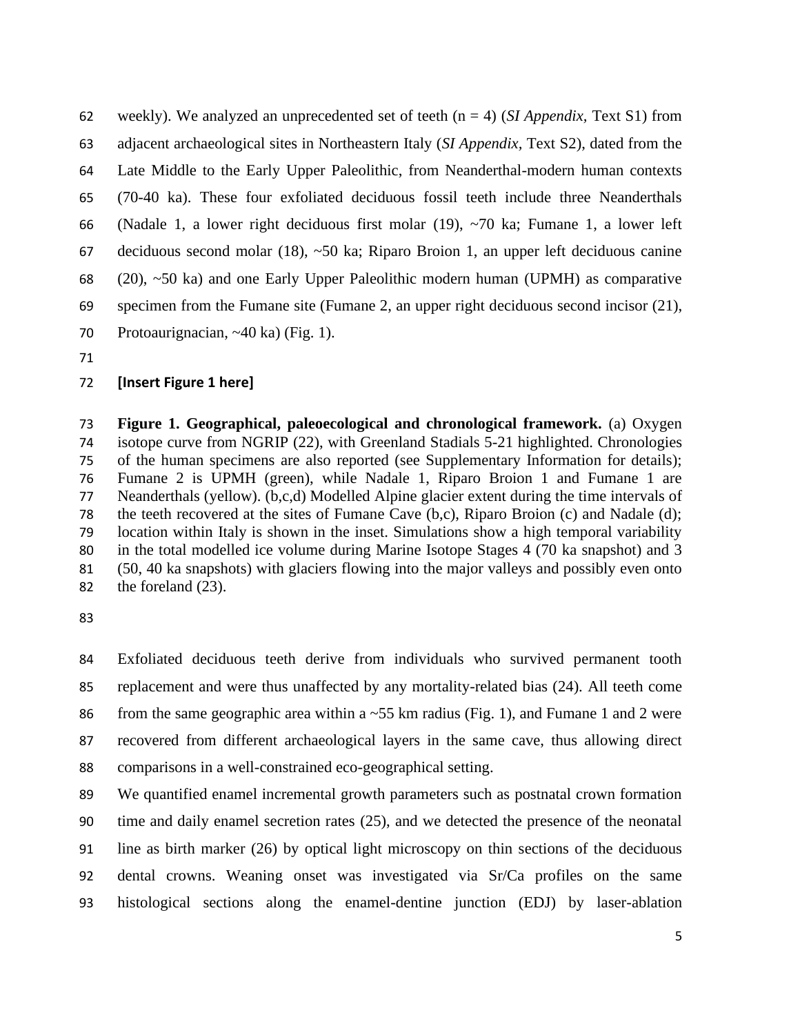weekly). We analyzed an unprecedented set of teeth (n = 4) (*SI Appendix,* Text S1) from adjacent archaeological sites in Northeastern Italy (*SI Appendix,* Text S2), dated from the Late Middle to the Early Upper Paleolithic, from Neanderthal-modern human contexts (70-40 ka). These four exfoliated deciduous fossil teeth include three Neanderthals (Nadale 1, a lower right deciduous first molar (19), ~70 ka; Fumane 1, a lower left deciduous second molar (18), ~50 ka; Riparo Broion 1, an upper left deciduous canine (20), ~50 ka) and one Early Upper Paleolithic modern human (UPMH) as comparative specimen from the Fumane site (Fumane 2, an upper right deciduous second incisor (21), Protoaurignacian, ~40 ka) (Fig. 1).

**[Insert Figure 1 here]**

**Figure 1. Geographical, paleoecological and chronological framework.** (a) Oxygen isotope curve from NGRIP (22), with Greenland Stadials 5-21 highlighted. Chronologies of the human specimens are also reported (see Supplementary Information for details); Fumane 2 is UPMH (green), while Nadale 1, Riparo Broion 1 and Fumane 1 are Neanderthals (yellow). (b,c,d) Modelled Alpine glacier extent during the time intervals of the teeth recovered at the sites of Fumane Cave (b,c), Riparo Broion (c) and Nadale (d); location within Italy is shown in the inset. Simulations show a high temporal variability in the total modelled ice volume during Marine Isotope Stages 4 (70 ka snapshot) and 3 (50, 40 ka snapshots) with glaciers flowing into the major valleys and possibly even onto the foreland (23).

Exfoliated deciduous teeth derive from individuals who survived permanent tooth replacement and were thus unaffected by any mortality-related bias (24). All teeth come from the same geographic area within a ~55 km radius (Fig. 1), and Fumane 1 and 2 were recovered from different archaeological layers in the same cave, thus allowing direct comparisons in a well-constrained eco-geographical setting.

We quantified enamel incremental growth parameters such as postnatal crown formation time and daily enamel secretion rates (25), and we detected the presence of the neonatal line as birth marker (26) by optical light microscopy on thin sections of the deciduous dental crowns. Weaning onset was investigated via Sr/Ca profiles on the same histological sections along the enamel-dentine junction (EDJ) by laser-ablation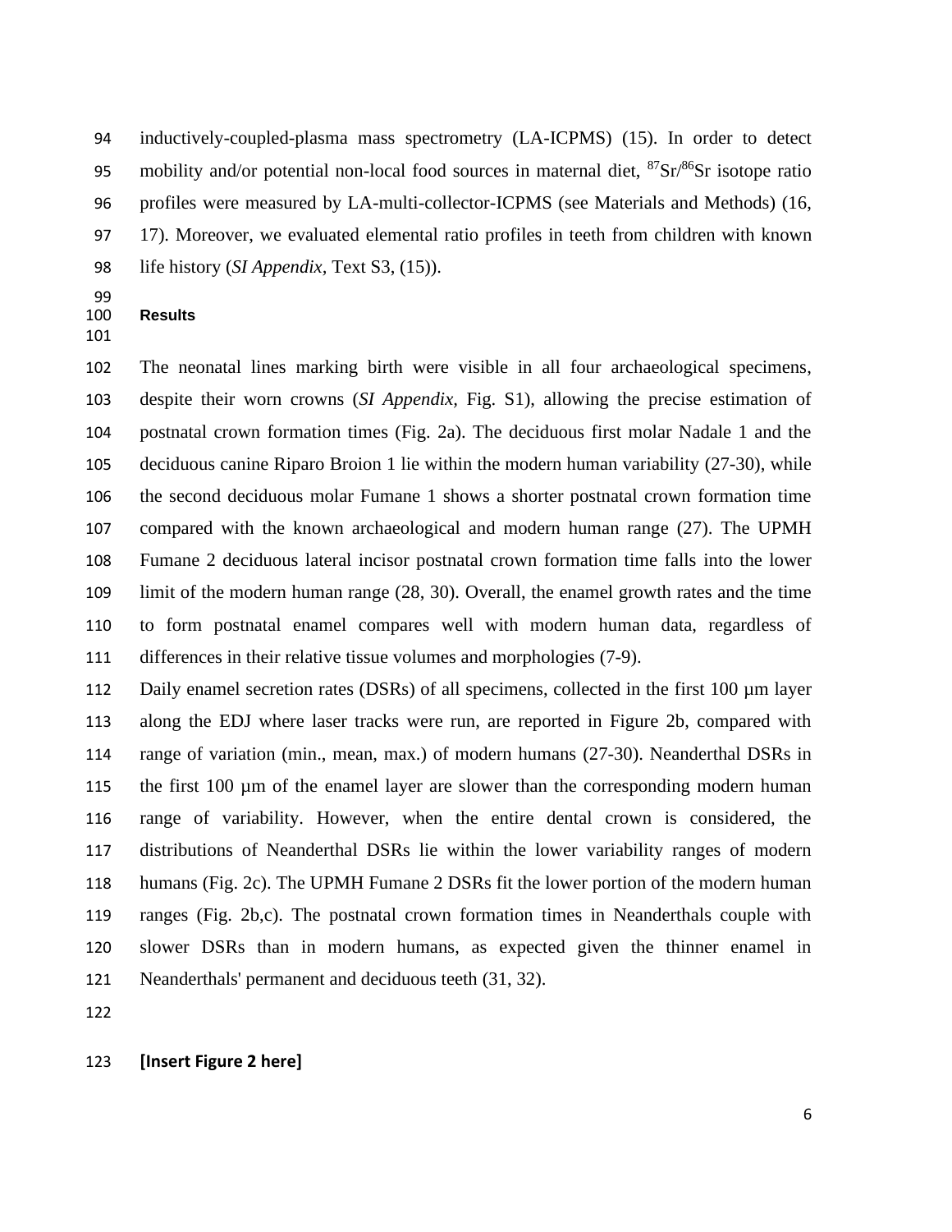inductively-coupled-plasma mass spectrometry (LA-ICPMS) (15). In order to detect mobility and/or potential non-local food sources in maternal diet, $^{87}Sr/^{86}Sr$ isotope ratio profiles were measured by LA-multi-collector-ICPMS (see Materials and Methods) (16, 17). Moreover, we evaluated elemental ratio profiles in teeth from children with known life history (*SI Appendix*, Text S3, (15)).

## Results

The neonatal lines marking birth were visible in all four archaeological specimens, despite their worn crowns (*SI Appendix,* Fig. S1), allowing the precise estimation of postnatal crown formation times (Fig. 2a). The deciduous first molar Nadale 1 and the deciduous canine Riparo Broion 1 lie within the modern human variability (27-30), while the second deciduous molar Fumane 1 shows a shorter postnatal crown formation time compared with the known archaeological and modern human range (27). The UPMH Fumane 2 deciduous lateral incisor postnatal crown formation time falls into the lower limit of the modern human range (28, 30). Overall, the enamel growth rates and the time to form postnatal enamel compares well with modern human data, regardless of differences in their relative tissue volumes and morphologies (7-9).

Daily enamel secretion rates (DSRs) of all specimens, collected in the first 100 µm layer along the EDJ where laser tracks were run, are reported in Figure 2b, compared with range of variation (min., mean, max.) of modern humans (27-30). Neanderthal DSRs in the first 100 µm of the enamel layer are slower than the corresponding modern human range of variability. However, when the entire dental crown is considered, the distributions of Neanderthal DSRs lie within the lower variability ranges of modern humans (Fig. 2c). The UPMH Fumane 2 DSRs fit the lower portion of the modern human ranges (Fig. 2b,c). The postnatal crown formation times in Neanderthals couple with slower DSRs than in modern humans, as expected given the thinner enamel in Neanderthals' permanent and deciduous teeth (31, 32).

**[Insert Figure 2 here]**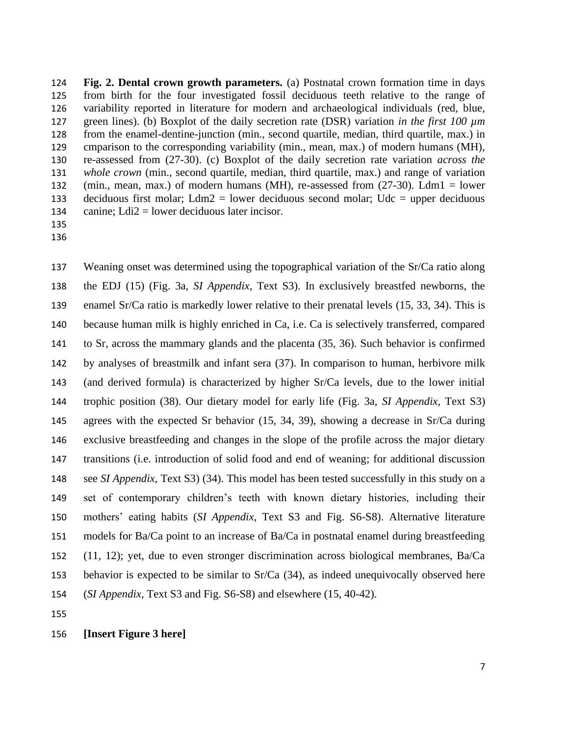**Fig. 2. Dental crown growth parameters.** (a) Postnatal crown formation time in days from birth for the four investigated fossil deciduous teeth relative to the range of variability reported in literature for modern and archaeological individuals (red, blue, green lines). (b) Boxplot of the daily secretion rate (DSR) variation *in the first 100 µm* from the enamel-dentine-junction (min., second quartile, median, third quartile, max.) in cmparison to the corresponding variability (min., mean, max.) of modern humans (MH), re-assessed from (27-30). (c) Boxplot of the daily secretion rate variation *across the whole crown* (min., second quartile, median, third quartile, max.) and range of variation (min., mean, max.) of modern humans (MH), re-assessed from (27-30). Ldm1 = lower deciduous first molar; Ldm2 = lower deciduous second molar; Udc = upper deciduous canine; Ldi2 = lower deciduous later incisor.

Weaning onset was determined using the topographical variation of the Sr/Ca ratio along the EDJ (15) (Fig. 3a, *SI Appendix,* Text S3). In exclusively breastfed newborns, the enamel Sr/Ca ratio is markedly lower relative to their prenatal levels (15, 33, 34). This is because human milk is highly enriched in Ca, i.e. Ca is selectively transferred, compared to Sr, across the mammary glands and the placenta (35, 36). Such behavior is confirmed by analyses of breastmilk and infant sera (37). In comparison to human, herbivore milk (and derived formula) is characterized by higher Sr/Ca levels, due to the lower initial trophic position (38). Our dietary model for early life (Fig. 3a, *SI Appendix,* Text S3) agrees with the expected Sr behavior (15, 34, 39), showing a decrease in Sr/Ca during exclusive breastfeeding and changes in the slope of the profile across the major dietary transitions (i.e. introduction of solid food and end of weaning; for additional discussion see *SI Appendix,* Text S3) (34). This model has been tested successfully in this study on a set of contemporary children's teeth with known dietary histories, including their mothers' eating habits (*SI Appendix,* Text S3 and Fig. S6-S8). Alternative literature models for Ba/Ca point to an increase of Ba/Ca in postnatal enamel during breastfeeding (11, 12); yet, due to even stronger discrimination across biological membranes, Ba/Ca behavior is expected to be similar to Sr/Ca (34), as indeed unequivocally observed here (*SI Appendix,* Text S3 and Fig. S6-S8) and elsewhere (15, 40-42).

**[Insert Figure 3 here]**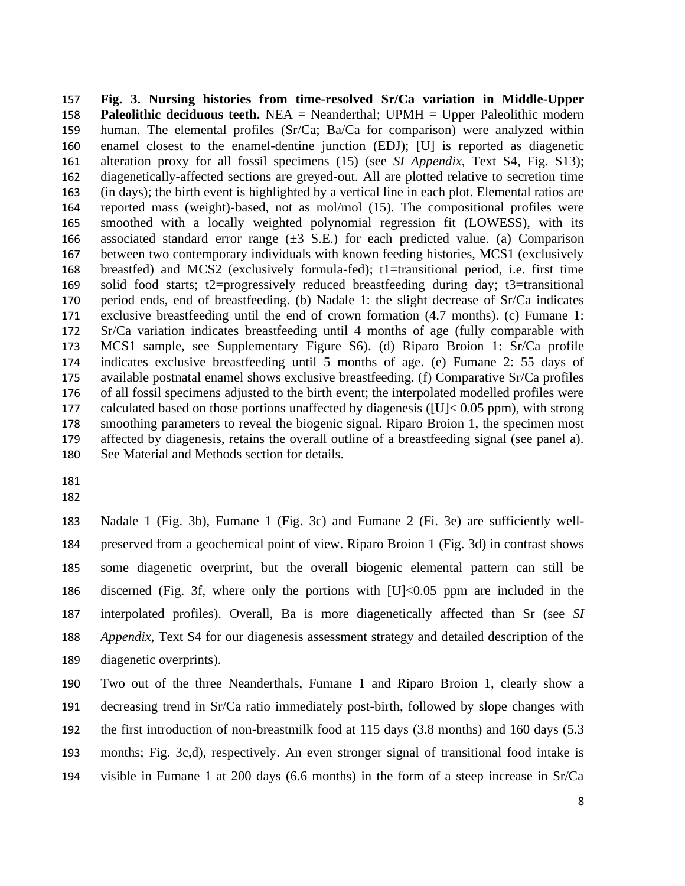**Fig. 3. Nursing histories from time-resolved Sr/Ca variation in Middle-Upper Paleolithic deciduous teeth.** NEA = Neanderthal; UPMH = Upper Paleolithic modern human. The elemental profiles (Sr/Ca; Ba/Ca for comparison) were analyzed within enamel closest to the enamel-dentine junction (EDJ); [U] is reported as diagenetic alteration proxy for all fossil specimens (15) (see *SI Appendix*, Text S4, Fig. S13); diagenetically-affected sections are greyed-out. All are plotted relative to secretion time (in days); the birth event is highlighted by a vertical line in each plot. Elemental ratios are reported mass (weight)-based, not as mol/mol (15). The compositional profiles were smoothed with a locally weighted polynomial regression fit (LOWESS), with its associated standard error range (±3 S.E.) for each predicted value. (a) Comparison between two contemporary individuals with known feeding histories, MCS1 (exclusively breastfed) and MCS2 (exclusively formula-fed); t1=transitional period, i.e. first time solid food starts; t2=progressively reduced breastfeeding during day; t3=transitional period ends, end of breastfeeding. (b) Nadale 1: the slight decrease of Sr/Ca indicates exclusive breastfeeding until the end of crown formation (4.7 months). (c) Fumane 1: Sr/Ca variation indicates breastfeeding until 4 months of age (fully comparable with MCS1 sample, see Supplementary Figure S6). (d) Riparo Broion 1: Sr/Ca profile indicates exclusive breastfeeding until 5 months of age. (e) Fumane 2: 55 days of available postnatal enamel shows exclusive breastfeeding. (f) Comparative Sr/Ca profiles of all fossil specimens adjusted to the birth event; the interpolated modelled profiles were calculated based on those portions unaffected by diagenesis ([U]< 0.05 ppm), with strong smoothing parameters to reveal the biogenic signal. Riparo Broion 1, the specimen most affected by diagenesis, retains the overall outline of a breastfeeding signal (see panel a). See Material and Methods section for details.

Nadale 1 (Fig. 3b), Fumane 1 (Fig. 3c) and Fumane 2 (Fi. 3e) are sufficiently well-preserved from a geochemical point of view. Riparo Broion 1 (Fig. 3d) in contrast shows some diagenetic overprint, but the overall biogenic elemental pattern can still be discerned (Fig. 3f, where only the portions with [U]<0.05 ppm are included in the interpolated profiles). Overall, Ba is more diagenetically affected than Sr (see *SI Appendix*, Text S4 for our diagenesis assessment strategy and detailed description of the diagenetic overprints).

Two out of the three Neanderthals, Fumane 1 and Riparo Broion 1, clearly show a decreasing trend in Sr/Ca ratio immediately post-birth, followed by slope changes with the first introduction of non-breastmilk food at 115 days (3.8 months) and 160 days (5.3 months; Fig. 3c,d), respectively. An even stronger signal of transitional food intake is visible in Fumane 1 at 200 days (6.6 months) in the form of a steep increase in Sr/Ca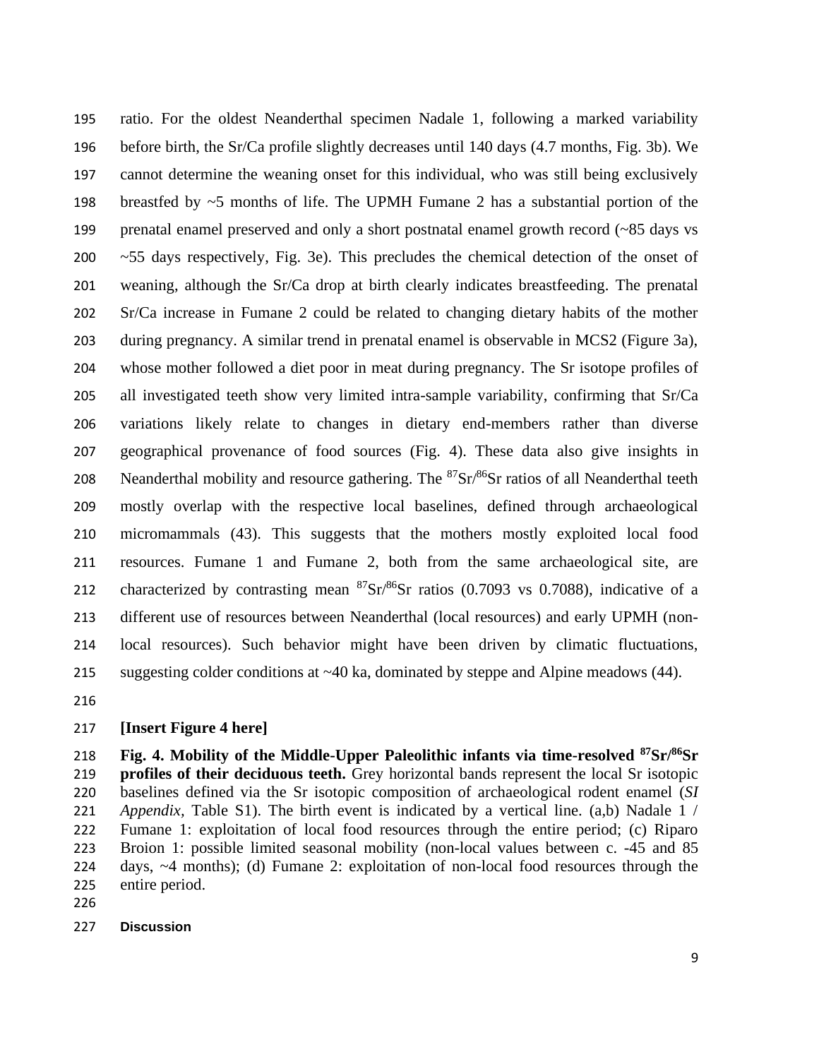ratio. For the oldest Neanderthal specimen Nadale 1, following a marked variability before birth, the Sr/Ca profile slightly decreases until 140 days (4.7 months, Fig. 3b). We cannot determine the weaning onset for this individual, who was still being exclusively breastfed by ~5 months of life. The UPMH Fumane 2 has a substantial portion of the prenatal enamel preserved and only a short postnatal enamel growth record (~85 days vs ~55 days respectively, Fig. 3e). This precludes the chemical detection of the onset of weaning, although the Sr/Ca drop at birth clearly indicates breastfeeding. The prenatal Sr/Ca increase in Fumane 2 could be related to changing dietary habits of the mother during pregnancy. A similar trend in prenatal enamel is observable in MCS2 (Figure 3a), whose mother followed a diet poor in meat during pregnancy. The Sr isotope profiles of all investigated teeth show very limited intra-sample variability, confirming that Sr/Ca variations likely relate to changes in dietary end-members rather than diverse geographical provenance of food sources (Fig. 4). These data also give insights in Neanderthal mobility and resource gathering. The $^{87}Sr/^{86}Sr$ ratios of all Neanderthal teeth mostly overlap with the respective local baselines, defined through archaeological micromammals (43). This suggests that the mothers mostly exploited local food resources. Fumane 1 and Fumane 2, both from the same archaeological site, are characterized by contrasting mean $^{87}Sr/^{86}Sr$ ratios (0.7093 vs 0.7088), indicative of a different use of resources between Neanderthal (local resources) and early UPMH (non-local resources). Such behavior might have been driven by climatic fluctuations, suggesting colder conditions at ~40 ka, dominated by steppe and Alpine meadows (44).

**[Insert Figure 4 here]**

**Fig. 4. Mobility of the Middle-Upper Paleolithic infants via time-resolved $^{87}Sr/^{86}Sr$ profiles of their deciduous teeth.** Grey horizontal bands represent the local Sr isotopic baselines defined via the Sr isotopic composition of archaeological rodent enamel (*SI Appendix,* Table S1). The birth event is indicated by a vertical line. (a,b) Nadale 1 / Fumane 1: exploitation of local food resources through the entire period; (c) Riparo Broion 1: possible limited seasonal mobility (non-local values between c. -45 and 85 days, ~4 months); (d) Fumane 2: exploitation of non-local food resources through the entire period.

## Discussion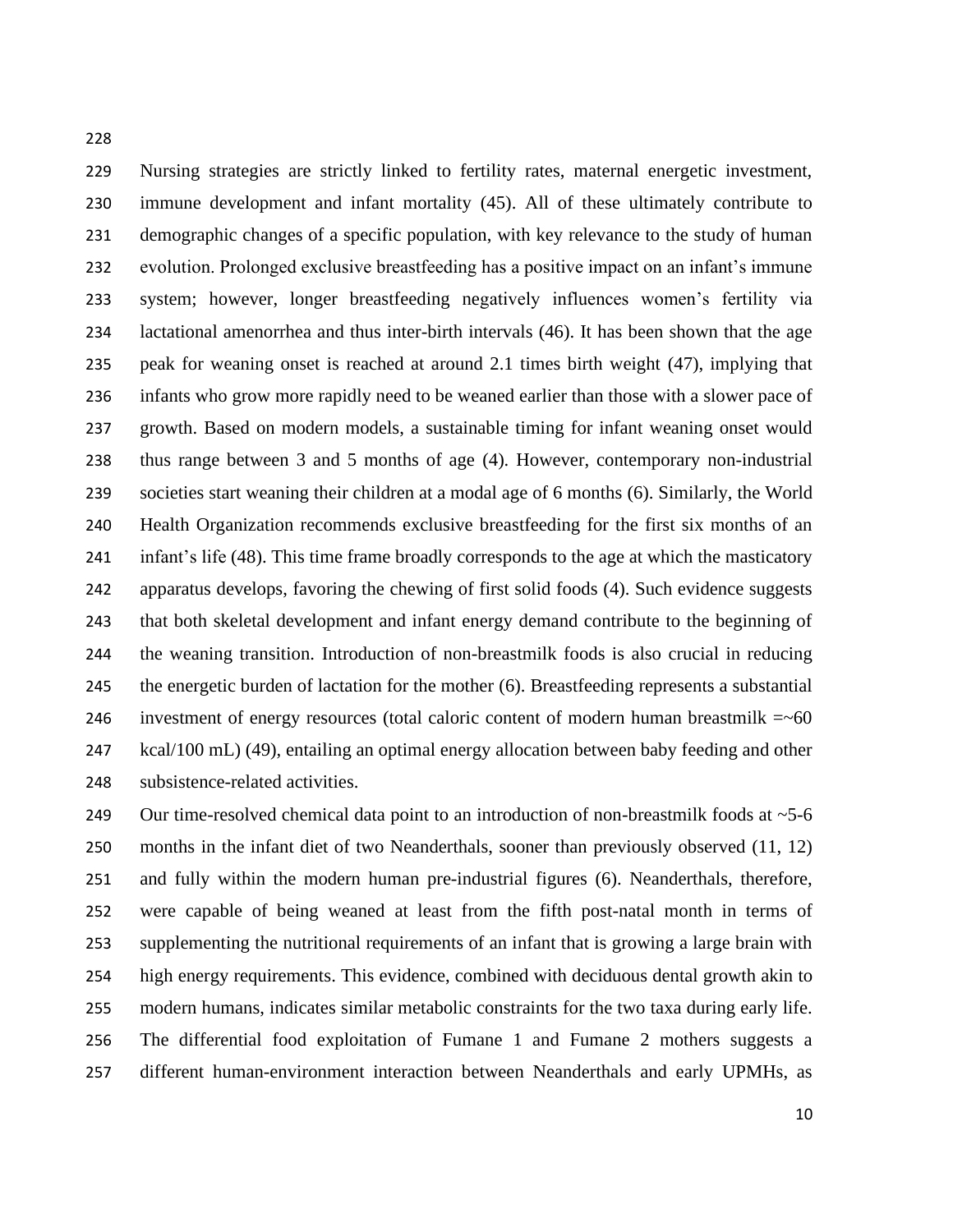Nursing strategies are strictly linked to fertility rates, maternal energetic investment, immune development and infant mortality (45). All of these ultimately contribute to demographic changes of a specific population, with key relevance to the study of human evolution. Prolonged exclusive breastfeeding has a positive impact on an infant's immune system; however, longer breastfeeding negatively influences women's fertility via lactational amenorrhea and thus inter-birth intervals (46). It has been shown that the age peak for weaning onset is reached at around 2.1 times birth weight (47), implying that infants who grow more rapidly need to be weaned earlier than those with a slower pace of growth. Based on modern models, a sustainable timing for infant weaning onset would thus range between 3 and 5 months of age (4). However, contemporary non-industrial societies start weaning their children at a modal age of 6 months (6). Similarly, the World Health Organization recommends exclusive breastfeeding for the first six months of an infant's life (48). This time frame broadly corresponds to the age at which the masticatory apparatus develops, favoring the chewing of first solid foods (4). Such evidence suggests that both skeletal development and infant energy demand contribute to the beginning of the weaning transition. Introduction of non-breastmilk foods is also crucial in reducing the energetic burden of lactation for the mother (6). Breastfeeding represents a substantial investment of energy resources (total caloric content of modern human breastmilk =~60 kcal/100 mL) (49), entailing an optimal energy allocation between baby feeding and other subsistence-related activities.

Our time-resolved chemical data point to an introduction of non-breastmilk foods at ~5-6 months in the infant diet of two Neanderthals, sooner than previously observed (11, 12) and fully within the modern human pre-industrial figures (6). Neanderthals, therefore, were capable of being weaned at least from the fifth post-natal month in terms of supplementing the nutritional requirements of an infant that is growing a large brain with high energy requirements. This evidence, combined with deciduous dental growth akin to modern humans, indicates similar metabolic constraints for the two taxa during early life. The differential food exploitation of Fumane 1 and Fumane 2 mothers suggests a different human-environment interaction between Neanderthals and early UPMHs, as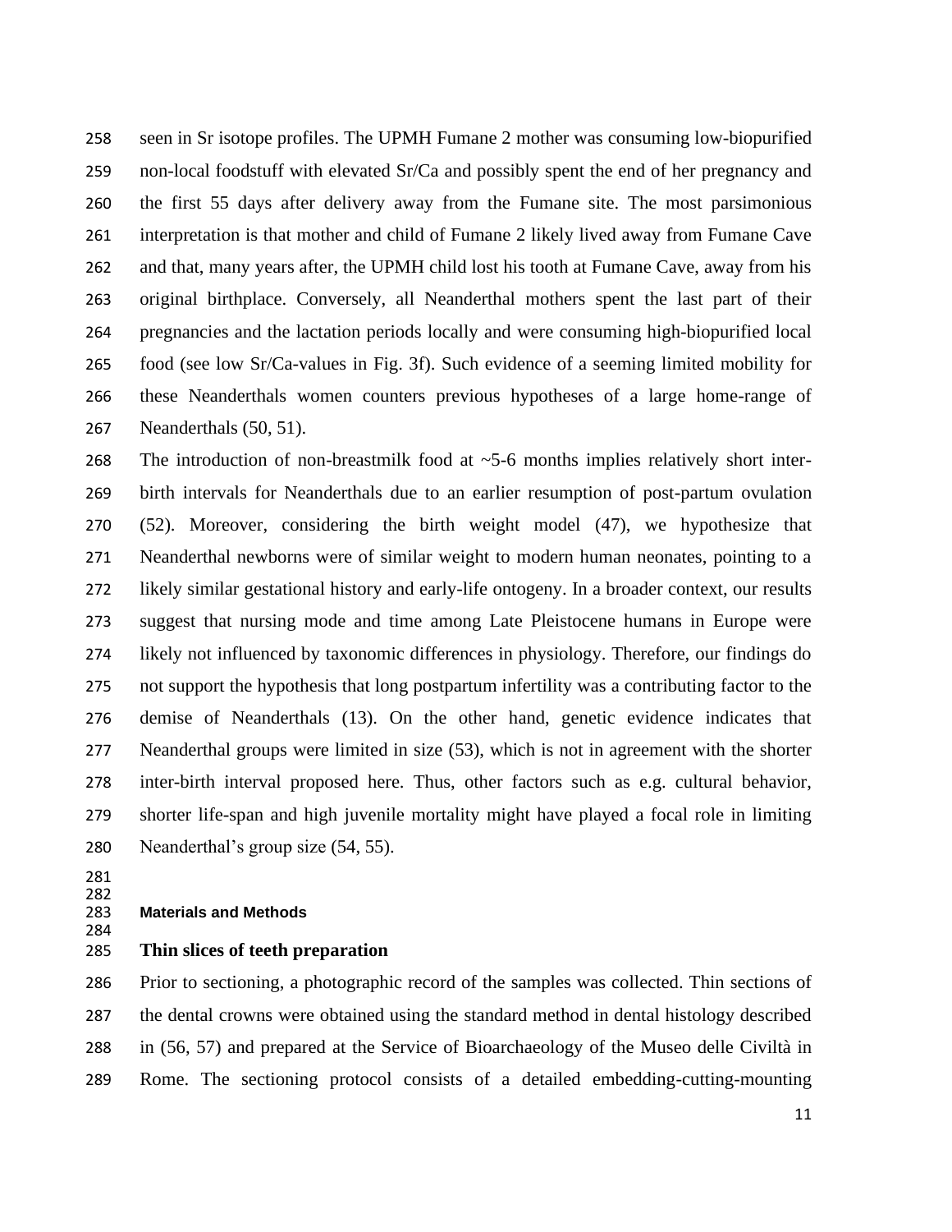seen in Sr isotope profiles. The UPMH Fumane 2 mother was consuming low-biopurified non-local foodstuff with elevated Sr/Ca and possibly spent the end of her pregnancy and the first 55 days after delivery away from the Fumane site. The most parsimonious interpretation is that mother and child of Fumane 2 likely lived away from Fumane Cave and that, many years after, the UPMH child lost his tooth at Fumane Cave, away from his original birthplace. Conversely, all Neanderthal mothers spent the last part of their pregnancies and the lactation periods locally and were consuming high-biopurified local food (see low Sr/Ca-values in Fig. 3f). Such evidence of a seeming limited mobility for these Neanderthals women counters previous hypotheses of a large home-range of Neanderthals (50, 51).

The introduction of non-breastmilk food at ~5-6 months implies relatively short inter-birth intervals for Neanderthals due to an earlier resumption of post-partum ovulation (52). Moreover, considering the birth weight model (47), we hypothesize that Neanderthal newborns were of similar weight to modern human neonates, pointing to a likely similar gestational history and early-life ontogeny. In a broader context, our results suggest that nursing mode and time among Late Pleistocene humans in Europe were likely not influenced by taxonomic differences in physiology. Therefore, our findings do not support the hypothesis that long postpartum infertility was a contributing factor to the demise of Neanderthals (13). On the other hand, genetic evidence indicates that Neanderthal groups were limited in size (53), which is not in agreement with the shorter inter-birth interval proposed here. Thus, other factors such as e.g. cultural behavior, shorter life-span and high juvenile mortality might have played a focal role in limiting Neanderthal's group size (54, 55).

## Materials and Methods

### Thin slices of teeth preparation

Prior to sectioning, a photographic record of the samples was collected. Thin sections of the dental crowns were obtained using the standard method in dental histology described in (56, 57) and prepared at the Service of Bioarchaeology of the Museo delle Civiltà in Rome. The sectioning protocol consists of a detailed embedding-cutting-mounting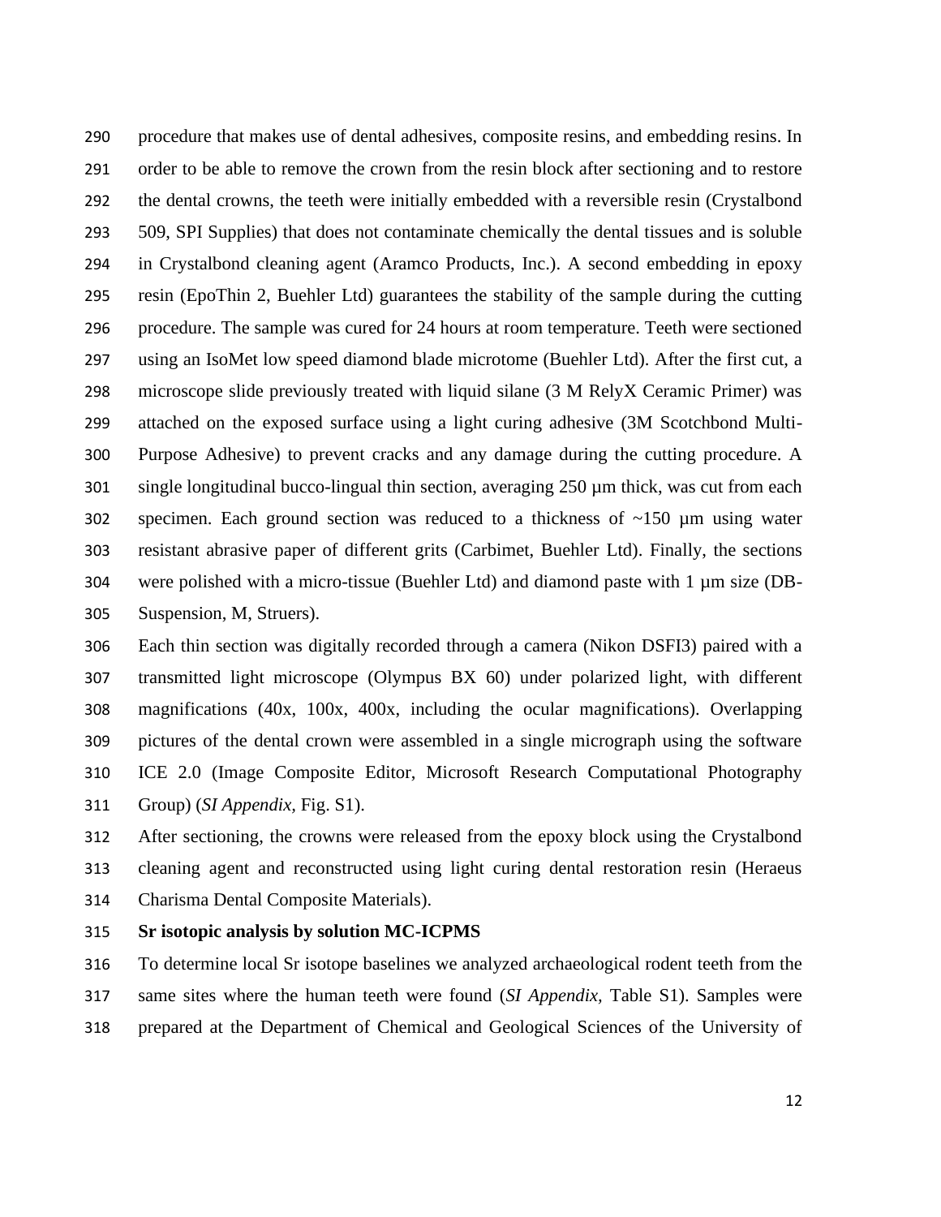procedure that makes use of dental adhesives, composite resins, and embedding resins. In order to be able to remove the crown from the resin block after sectioning and to restore the dental crowns, the teeth were initially embedded with a reversible resin (Crystalbond 509, SPI Supplies) that does not contaminate chemically the dental tissues and is soluble in Crystalbond cleaning agent (Aramco Products, Inc.). A second embedding in epoxy resin (EpoThin 2, Buehler Ltd) guarantees the stability of the sample during the cutting procedure. The sample was cured for 24 hours at room temperature. Teeth were sectioned using an IsoMet low speed diamond blade microtome (Buehler Ltd). After the first cut, a microscope slide previously treated with liquid silane (3 M RelyX Ceramic Primer) was attached on the exposed surface using a light curing adhesive (3M Scotchbond Multi-Purpose Adhesive) to prevent cracks and any damage during the cutting procedure. A single longitudinal bucco-lingual thin section, averaging 250 µm thick, was cut from each specimen. Each ground section was reduced to a thickness of ~150 µm using water resistant abrasive paper of different grits (Carbimet, Buehler Ltd). Finally, the sections were polished with a micro-tissue (Buehler Ltd) and diamond paste with 1 µm size (DB-Suspension, M, Struers).

Each thin section was digitally recorded through a camera (Nikon DSFI3) paired with a transmitted light microscope (Olympus BX 60) under polarized light, with different magnifications (40x, 100x, 400x, including the ocular magnifications). Overlapping pictures of the dental crown were assembled in a single micrograph using the software ICE 2.0 (Image Composite Editor, Microsoft Research Computational Photography Group) (*SI Appendix,* Fig. S1).

After sectioning, the crowns were released from the epoxy block using the Crystalbond cleaning agent and reconstructed using light curing dental restoration resin (Heraeus Charisma Dental Composite Materials).

**Sr isotopic analysis by solution MC-ICPMS**

To determine local Sr isotope baselines we analyzed archaeological rodent teeth from the same sites where the human teeth were found (*SI Appendix,* Table S1). Samples were prepared at the Department of Chemical and Geological Sciences of the University of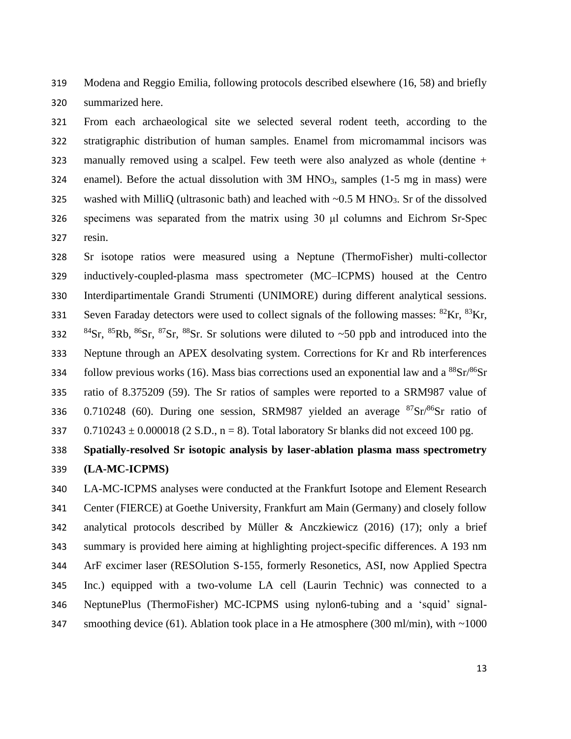Modena and Reggio Emilia, following protocols described elsewhere (16, 58) and briefly summarized here.

From each archaeological site we selected several rodent teeth, according to the stratigraphic distribution of human samples. Enamel from micromammal incisors was manually removed using a scalpel. Few teeth were also analyzed as whole (dentine + enamel). Before the actual dissolution with 3M $HNO_3$, samples (1-5 mg in mass) were washed with MilliQ (ultrasonic bath) and leached with ~0.5 M $HNO_3$. Sr of the dissolved specimens was separated from the matrix using 30 μl columns and Eichrom Sr-Spec resin.

Sr isotope ratios were measured using a Neptune (ThermoFisher) multi-collector inductively-coupled-plasma mass spectrometer (MC–ICPMS) housed at the Centro Interdipartimentale Grandi Strumenti (UNIMORE) during different analytical sessions. Seven Faraday detectors were used to collect signals of the following masses: $^{82}Kr$, $^{83}Kr$, $^{84}Sr$, $^{85}Rb$, $^{86}Sr$, $^{87}Sr$, $^{88}Sr$. Sr solutions were diluted to ~50 ppb and introduced into the Neptune through an APEX desolvating system. Corrections for Kr and Rb interferences follow previous works (16). Mass bias corrections used an exponential law and a $^{88}Sr/^{86}Sr$ ratio of 8.375209 (59). The Sr ratios of samples were reported to a SRM987 value of 0.710248 (60). During one session, SRM987 yielded an average $^{87}Sr/^{86}Sr$ ratio of $0.710243 \pm 0.000018$ (2 S.D., n = 8). Total laboratory Sr blanks did not exceed 100 pg.

**Spatially-resolved Sr isotopic analysis by laser-ablation plasma mass spectrometry (LA-MC-ICPMS)**

LA-MC-ICPMS analyses were conducted at the Frankfurt Isotope and Element Research Center (FIERCE) at Goethe University, Frankfurt am Main (Germany) and closely follow analytical protocols described by Müller & Anczkiewicz (2016) (17); only a brief summary is provided here aiming at highlighting project-specific differences. A 193 nm ArF excimer laser (RESOlution S-155, formerly Resonetics, ASI, now Applied Spectra Inc.) equipped with a two-volume LA cell (Laurin Technic) was connected to a NeptunePlus (ThermoFisher) MC-ICPMS using nylon6-tubing and a 'squid' signal-smoothing device (61). Ablation took place in a He atmosphere (300 ml/min), with ~1000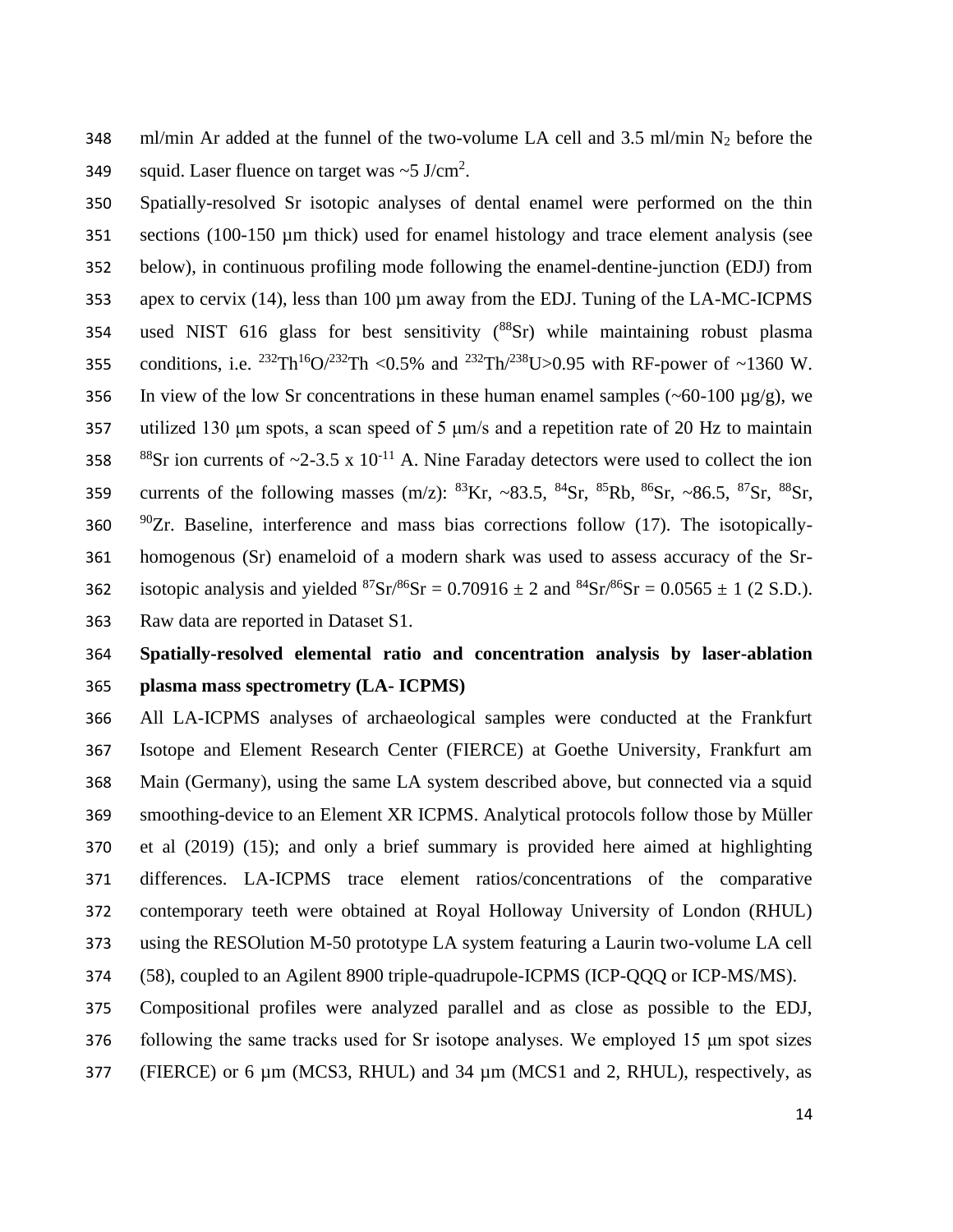ml/min Ar added at the funnel of the two-volume LA cell and 3.5 ml/min $N_2$ before the squid. Laser fluence on target was ~5 J/cm$^2$.

Spatially-resolved Sr isotopic analyses of dental enamel were performed on the thin sections (100-150 µm thick) used for enamel histology and trace element analysis (see below), in continuous profiling mode following the enamel-dentine-junction (EDJ) from apex to cervix (14), less than 100 µm away from the EDJ. Tuning of the LA-MC-ICPMS used NIST 616 glass for best sensitivity ($^{88}$Sr) while maintaining robust plasma conditions, i.e. $^{232}$Th$^{16}$O/$^{232}$Th <0.5% and $^{232}$Th/$^{238}$U>0.95 with RF-power of ~1360 W. In view of the low Sr concentrations in these human enamel samples (~60-100 µg/g), we utilized 130 µm spots, a scan speed of 5 µm/s and a repetition rate of 20 Hz to maintain $^{88}$Sr ion currents of ~2-3.5 x $10^{-11}$ A. Nine Faraday detectors were used to collect the ion currents of the following masses (m/z): $^{83}$Kr, ~83.5, $^{84}$Sr, $^{85}$Rb, $^{86}$Sr, ~86.5, $^{87}$Sr, $^{88}$Sr, $^{90}$Zr. Baseline, interference and mass bias corrections follow (17). The isotopically-homogenous (Sr) enameloid of a modern shark was used to assess accuracy of the Sr-isotopic analysis and yielded $^{87}$Sr/$^{86}$Sr = 0.70916 ± 2 and $^{84}$Sr/$^{86}$Sr = 0.0565 ± 1 (2 S.D.). Raw data are reported in Dataset S1.

**Spatially-resolved elemental ratio and concentration analysis by laser-ablation plasma mass spectrometry (LA- ICPMS)**

All LA-ICPMS analyses of archaeological samples were conducted at the Frankfurt Isotope and Element Research Center (FIERCE) at Goethe University, Frankfurt am Main (Germany), using the same LA system described above, but connected via a squid smoothing-device to an Element XR ICPMS. Analytical protocols follow those by Müller et al (2019) (15); and only a brief summary is provided here aimed at highlighting differences. LA-ICPMS trace element ratios/concentrations of the comparative contemporary teeth were obtained at Royal Holloway University of London (RHUL) using the RESOlution M-50 prototype LA system featuring a Laurin two-volume LA cell (58), coupled to an Agilent 8900 triple-quadrupole-ICPMS (ICP-QQQ or ICP-MS/MS).

Compositional profiles were analyzed parallel and as close as possible to the EDJ, following the same tracks used for Sr isotope analyses. We employed 15 µm spot sizes (FIERCE) or 6 µm (MCS3, RHUL) and 34 µm (MCS1 and 2, RHUL), respectively, as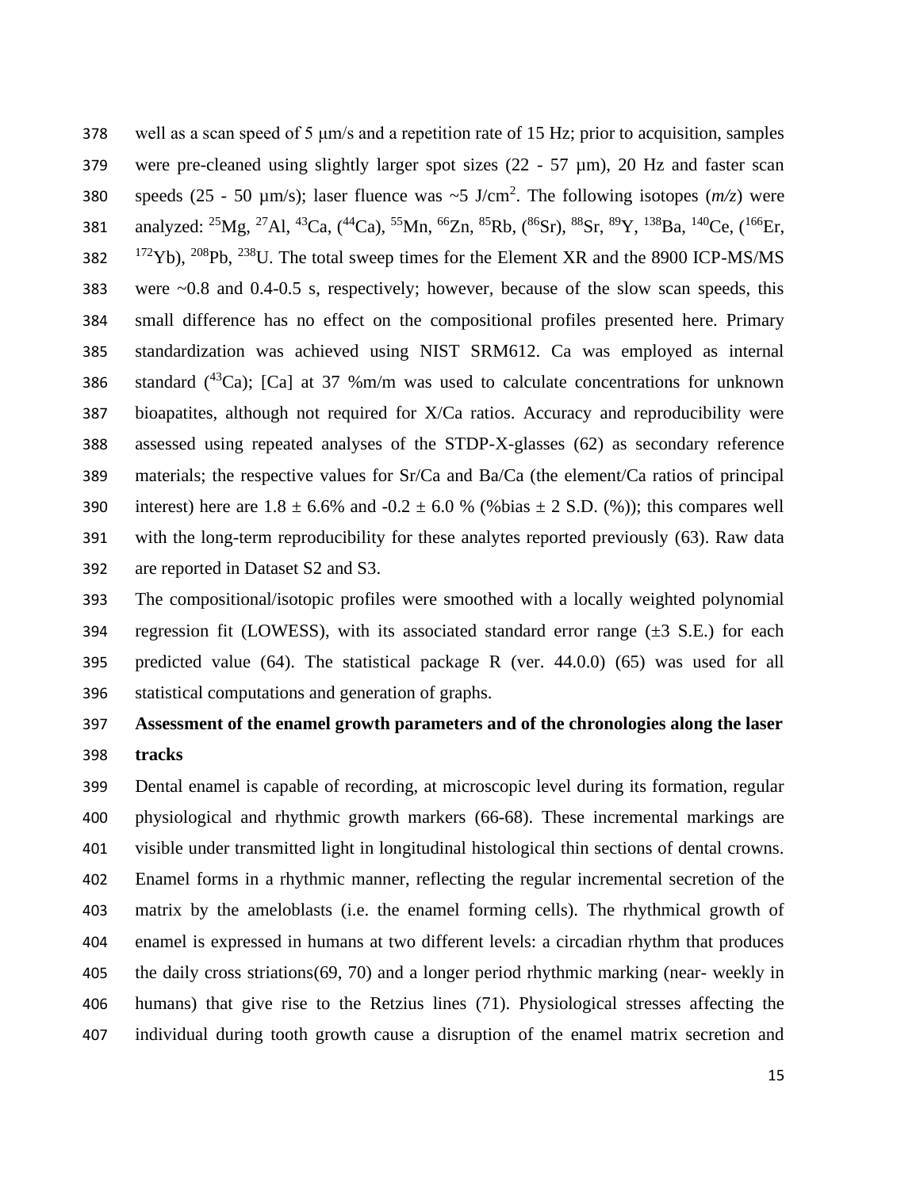well as a scan speed of 5 µm/s and a repetition rate of 15 Hz; prior to acquisition, samples were pre-cleaned using slightly larger spot sizes (22 - 57 µm), 20 Hz and faster scan speeds (25 - 50 µm/s); laser fluence was ~5 J/cm$^2$. The following isotopes (*m/z*) were analyzed: $^{25}$Mg, $^{27}$Al, $^{43}$Ca, ($^{44}$Ca), $^{55}$Mn, $^{66}$Zn, $^{85}$Rb, ($^{86}$Sr), $^{88}$Sr, $^{89}$Y, $^{138}$Ba, $^{140}$Ce, ($^{166}$Er, $^{172}$Yb), $^{208}$Pb, $^{238}$U. The total sweep times for the Element XR and the 8900 ICP-MS/MS were ~0.8 and 0.4-0.5 s, respectively; however, because of the slow scan speeds, this small difference has no effect on the compositional profiles presented here. Primary standardization was achieved using NIST SRM612. Ca was employed as internal standard ($^{43}$Ca); [Ca] at 37 %m/m was used to calculate concentrations for unknown bioapatites, although not required for X/Ca ratios. Accuracy and reproducibility were assessed using repeated analyses of the STDP-X-glasses (62) as secondary reference materials; the respective values for Sr/Ca and Ba/Ca (the element/Ca ratios of principal interest) here are 1.8 ± 6.6% and -0.2 ± 6.0 % (%bias ± 2 S.D. (%)); this compares well with the long-term reproducibility for these analytes reported previously (63). Raw data are reported in Dataset S2 and S3.

The compositional/isotopic profiles were smoothed with a locally weighted polynomial regression fit (LOWESS), with its associated standard error range (±3 S.E.) for each predicted value (64). The statistical package R (ver. 44.0.0) (65) was used for all statistical computations and generation of graphs.

**Assessment of the enamel growth parameters and of the chronologies along the laser tracks**

Dental enamel is capable of recording, at microscopic level during its formation, regular physiological and rhythmic growth markers (66-68). These incremental markings are visible under transmitted light in longitudinal histological thin sections of dental crowns. Enamel forms in a rhythmic manner, reflecting the regular incremental secretion of the matrix by the ameloblasts (i.e. the enamel forming cells). The rhythmical growth of enamel is expressed in humans at two different levels: a circadian rhythm that produces the daily cross striations(69, 70) and a longer period rhythmic marking (near- weekly in humans) that give rise to the Retzius lines (71). Physiological stresses affecting the individual during tooth growth cause a disruption of the enamel matrix secretion and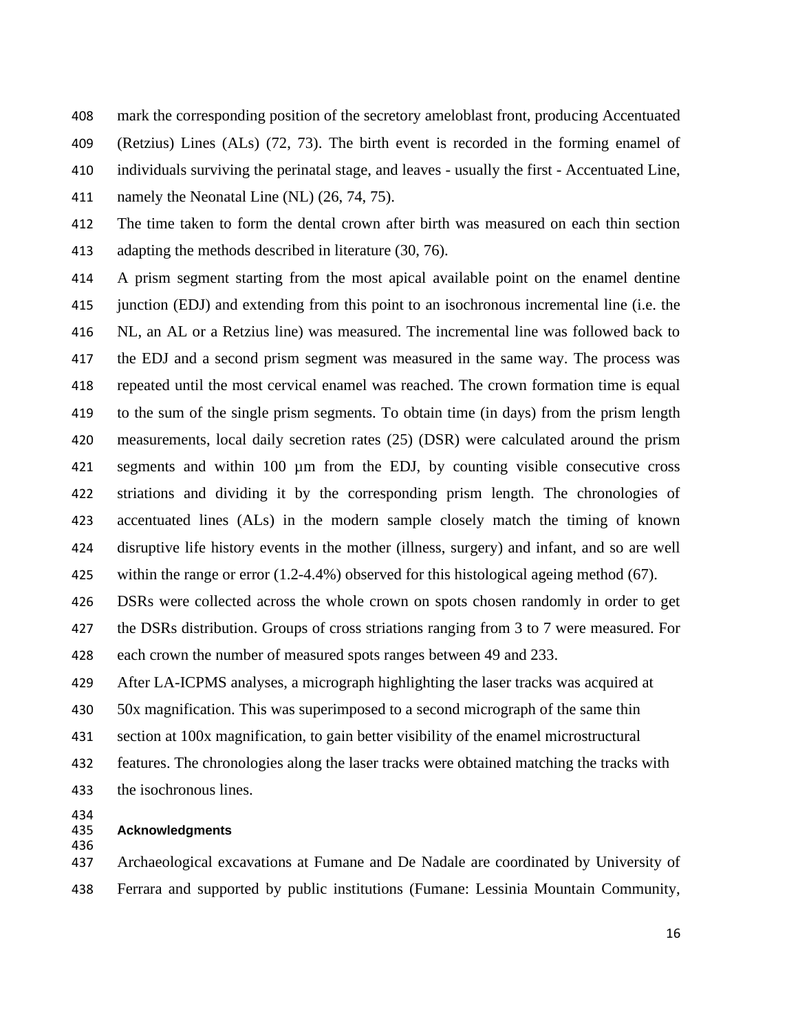mark the corresponding position of the secretory ameloblast front, producing Accentuated (Retzius) Lines (ALs) (72, 73). The birth event is recorded in the forming enamel of individuals surviving the perinatal stage, and leaves - usually the first - Accentuated Line, namely the Neonatal Line (NL) (26, 74, 75).

The time taken to form the dental crown after birth was measured on each thin section adapting the methods described in literature (30, 76).

A prism segment starting from the most apical available point on the enamel dentine junction (EDJ) and extending from this point to an isochronous incremental line (i.e. the NL, an AL or a Retzius line) was measured. The incremental line was followed back to the EDJ and a second prism segment was measured in the same way. The process was repeated until the most cervical enamel was reached. The crown formation time is equal to the sum of the single prism segments. To obtain time (in days) from the prism length measurements, local daily secretion rates (25) (DSR) were calculated around the prism segments and within 100 µm from the EDJ, by counting visible consecutive cross striations and dividing it by the corresponding prism length. The chronologies of accentuated lines (ALs) in the modern sample closely match the timing of known disruptive life history events in the mother (illness, surgery) and infant, and so are well within the range or error (1.2-4.4%) observed for this histological ageing method (67).

DSRs were collected across the whole crown on spots chosen randomly in order to get the DSRs distribution. Groups of cross striations ranging from 3 to 7 were measured. For each crown the number of measured spots ranges between 49 and 233.

After LA-ICPMS analyses, a micrograph highlighting the laser tracks was acquired at 50x magnification. This was superimposed to a second micrograph of the same thin section at 100x magnification, to gain better visibility of the enamel microstructural features. The chronologies along the laser tracks were obtained matching the tracks with the isochronous lines.

## Acknowledgments

Archaeological excavations at Fumane and De Nadale are coordinated by University of Ferrara and supported by public institutions (Fumane: Lessinia Mountain Community,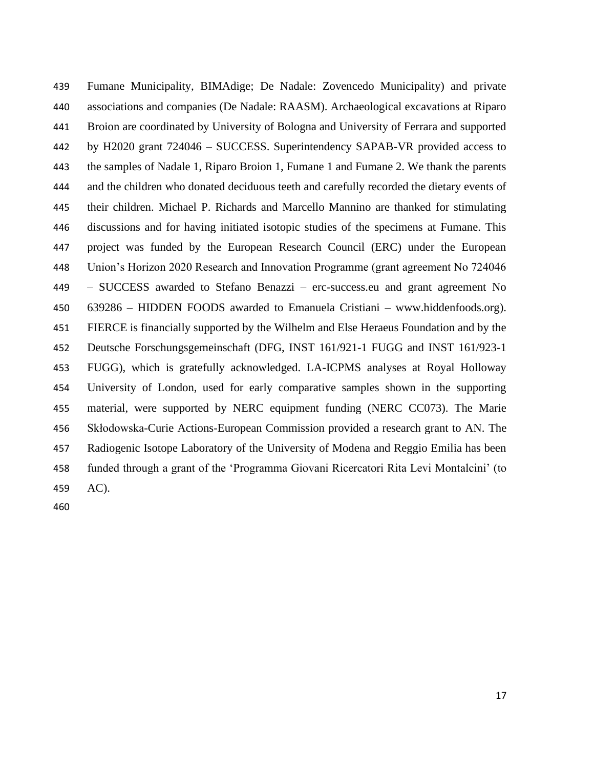Fumane Municipality, BIMAdige; De Nadale: Zovencedo Municipality) and private associations and companies (De Nadale: RAASM). Archaeological excavations at Riparo Broion are coordinated by University of Bologna and University of Ferrara and supported by H2020 grant 724046 – SUCCESS. Superintendency SAPAB-VR provided access to the samples of Nadale 1, Riparo Broion 1, Fumane 1 and Fumane 2. We thank the parents and the children who donated deciduous teeth and carefully recorded the dietary events of their children. Michael P. Richards and Marcello Mannino are thanked for stimulating discussions and for having initiated isotopic studies of the specimens at Fumane. This project was funded by the European Research Council (ERC) under the European Union's Horizon 2020 Research and Innovation Programme (grant agreement No 724046 – SUCCESS awarded to Stefano Benazzi – erc-success.eu and grant agreement No 639286 – HIDDEN FOODS awarded to Emanuela Cristiani – www.hiddenfoods.org). FIERCE is financially supported by the Wilhelm and Else Heraeus Foundation and by the Deutsche Forschungsgemeinschaft (DFG, INST 161/921-1 FUGG and INST 161/923-1 FUGG), which is gratefully acknowledged. LA-ICPMS analyses at Royal Holloway University of London, used for early comparative samples shown in the supporting material, were supported by NERC equipment funding (NERC CC073). The Marie Skłodowska-Curie Actions-European Commission provided a research grant to AN. The Radiogenic Isotope Laboratory of the University of Modena and Reggio Emilia has been funded through a grant of the 'Programma Giovani Ricercatori Rita Levi Montalcini' (to AC).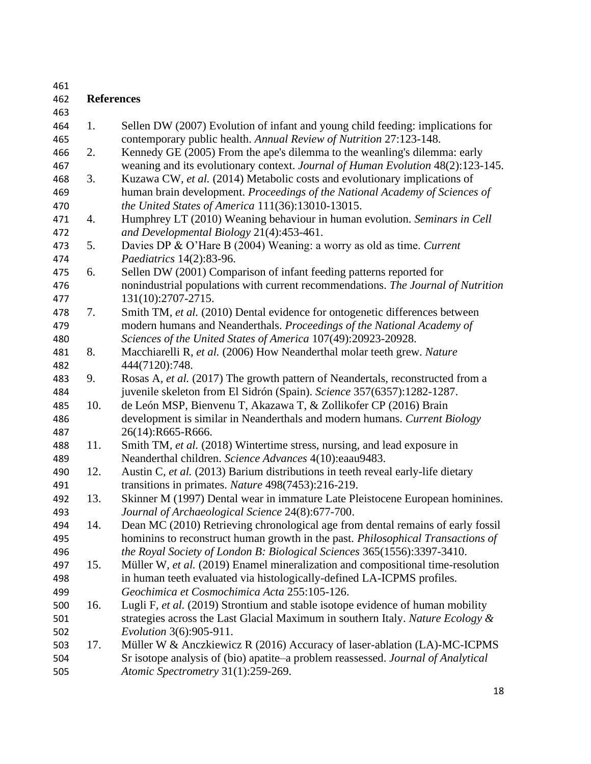## References

1. Sellen DW (2007) Evolution of infant and young child feeding: implications for contemporary public health. *Annual Review of Nutrition* 27:123-148.
2. Kennedy GE (2005) From the ape's dilemma to the weanling's dilemma: early weaning and its evolutionary context. *Journal of Human Evolution* 48(2):123-145.
3. Kuzawa CW, *et al.* (2014) Metabolic costs and evolutionary implications of human brain development. *Proceedings of the National Academy of Sciences of the United States of America* 111(36):13010-13015.
4. Humphrey LT (2010) Weaning behaviour in human evolution. *Seminars in Cell and Developmental Biology* 21(4):453-461.
5. Davies DP & O'Hare B (2004) Weaning: a worry as old as time. *Current Paediatrics* 14(2):83-96.
6. Sellen DW (2001) Comparison of infant feeding patterns reported for nonindustrial populations with current recommendations. *The Journal of Nutrition* 131(10):2707-2715.
7. Smith TM, *et al.* (2010) Dental evidence for ontogenetic differences between modern humans and Neanderthals. *Proceedings of the National Academy of Sciences of the United States of America* 107(49):20923-20928.
8. Macchiarelli R, *et al.* (2006) How Neanderthal molar teeth grew. *Nature* 444(7120):748.
9. Rosas A, *et al.* (2017) The growth pattern of Neandertals, reconstructed from a juvenile skeleton from El Sidrón (Spain). *Science* 357(6357):1282-1287.
10. de León MSP, Bienvenu T, Akazawa T, & Zollikofer CP (2016) Brain development is similar in Neanderthals and modern humans. *Current Biology* 26(14):R665-R666.
11. Smith TM, *et al.* (2018) Wintertime stress, nursing, and lead exposure in Neanderthal children. *Science Advances* 4(10):eaau9483.
12. Austin C, *et al.* (2013) Barium distributions in teeth reveal early-life dietary transitions in primates. *Nature* 498(7453):216-219.
13. Skinner M (1997) Dental wear in immature Late Pleistocene European hominines. *Journal of Archaeological Science* 24(8):677-700.
14. Dean MC (2010) Retrieving chronological age from dental remains of early fossil hominins to reconstruct human growth in the past. *Philosophical Transactions of the Royal Society of London B: Biological Sciences* 365(1556):3397-3410.
15. Müller W, *et al.* (2019) Enamel mineralization and compositional time-resolution in human teeth evaluated via histologically-defined LA-ICPMS profiles. *Geochimica et Cosmochimica Acta* 255:105-126.
16. Lugli F, *et al.* (2019) Strontium and stable isotope evidence of human mobility strategies across the Last Glacial Maximum in southern Italy. *Nature Ecology & Evolution* 3(6):905-911.
17. Müller W & Anczkiewicz R (2016) Accuracy of laser-ablation (LA)-MC-ICPMS Sr isotope analysis of (bio) apatite–a problem reassessed. *Journal of Analytical Atomic Spectrometry* 31(1):259-269.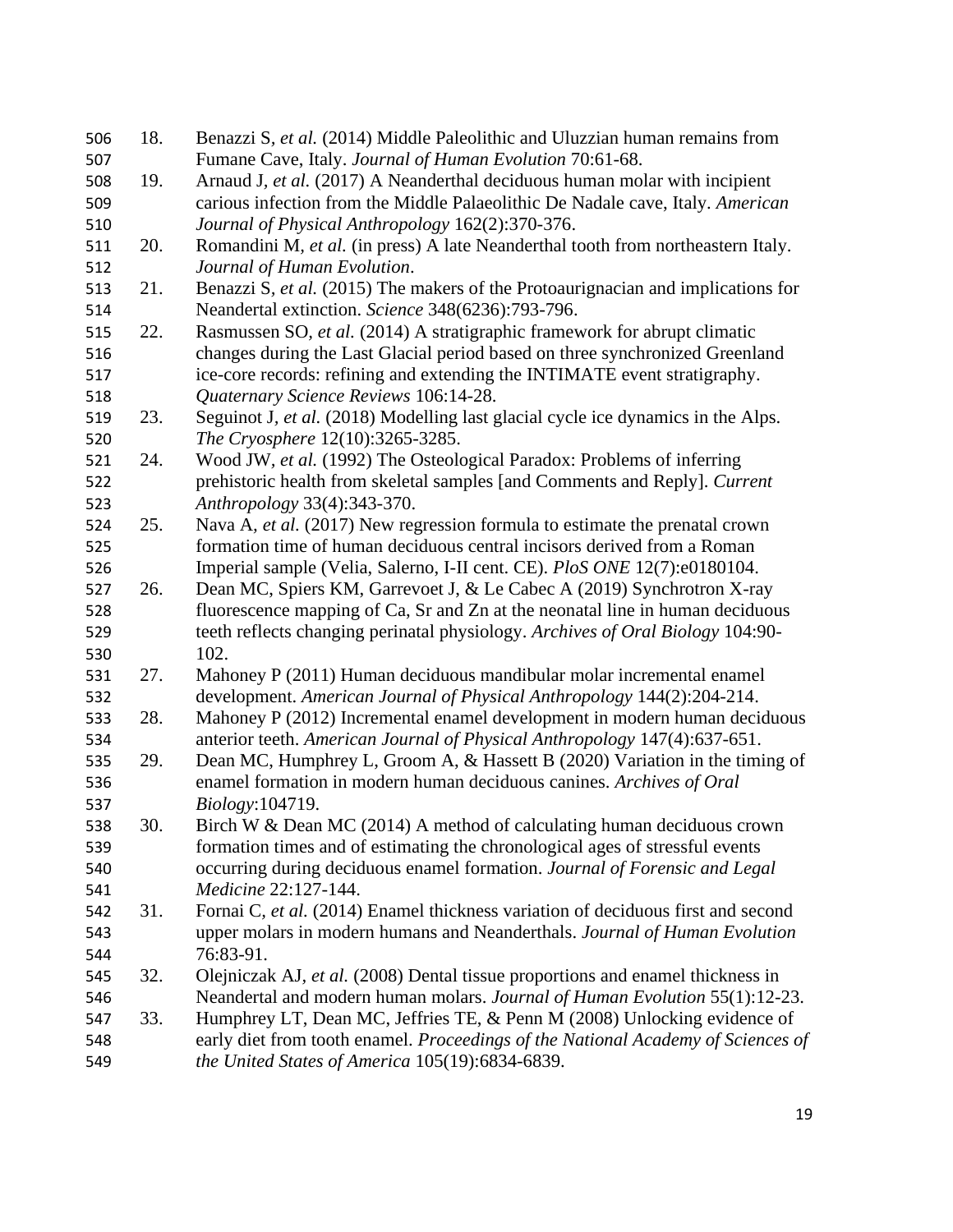18. Benazzi S, *et al.* (2014) Middle Paleolithic and Uluzzian human remains from Fumane Cave, Italy. *Journal of Human Evolution* 70:61-68.
19. Arnaud J, *et al.* (2017) A Neanderthal deciduous human molar with incipient carious infection from the Middle Palaeolithic De Nadale cave, Italy. *American Journal of Physical Anthropology* 162(2):370-376.
20. Romandini M, *et al.* (in press) A late Neanderthal tooth from northeastern Italy. *Journal of Human Evolution*.
21. Benazzi S, *et al.* (2015) The makers of the Protoaurignacian and implications for Neandertal extinction. *Science* 348(6236):793-796.
22. Rasmussen SO, *et al.* (2014) A stratigraphic framework for abrupt climatic changes during the Last Glacial period based on three synchronized Greenland ice-core records: refining and extending the INTIMATE event stratigraphy. *Quaternary Science Reviews* 106:14-28.
23. Seguinot J, *et al.* (2018) Modelling last glacial cycle ice dynamics in the Alps. *The Cryosphere* 12(10):3265-3285.
24. Wood JW, *et al.* (1992) The Osteological Paradox: Problems of inferring prehistoric health from skeletal samples [and Comments and Reply]. *Current Anthropology* 33(4):343-370.
25. Nava A, *et al.* (2017) New regression formula to estimate the prenatal crown formation time of human deciduous central incisors derived from a Roman Imperial sample (Velia, Salerno, I-II cent. CE). *PloS ONE* 12(7):e0180104.
26. Dean MC, Spiers KM, Garrevoet J, & Le Cabec A (2019) Synchrotron X-ray fluorescence mapping of Ca, Sr and Zn at the neonatal line in human deciduous teeth reflects changing perinatal physiology. *Archives of Oral Biology* 104:90-102.
27. Mahoney P (2011) Human deciduous mandibular molar incremental enamel development. *American Journal of Physical Anthropology* 144(2):204-214.
28. Mahoney P (2012) Incremental enamel development in modern human deciduous anterior teeth. *American Journal of Physical Anthropology* 147(4):637-651.
29. Dean MC, Humphrey L, Groom A, & Hassett B (2020) Variation in the timing of enamel formation in modern human deciduous canines. *Archives of Oral Biology*:104719.
30. Birch W & Dean MC (2014) A method of calculating human deciduous crown formation times and of estimating the chronological ages of stressful events occurring during deciduous enamel formation. *Journal of Forensic and Legal Medicine* 22:127-144.
31. Fornai C, *et al.* (2014) Enamel thickness variation of deciduous first and second upper molars in modern humans and Neanderthals. *Journal of Human Evolution* 76:83-91.
32. Olejniczak AJ, *et al.* (2008) Dental tissue proportions and enamel thickness in Neandertal and modern human molars. *Journal of Human Evolution* 55(1):12-23.
33. Humphrey LT, Dean MC, Jeffries TE, & Penn M (2008) Unlocking evidence of early diet from tooth enamel. *Proceedings of the National Academy of Sciences of the United States of America* 105(19):6834-6839.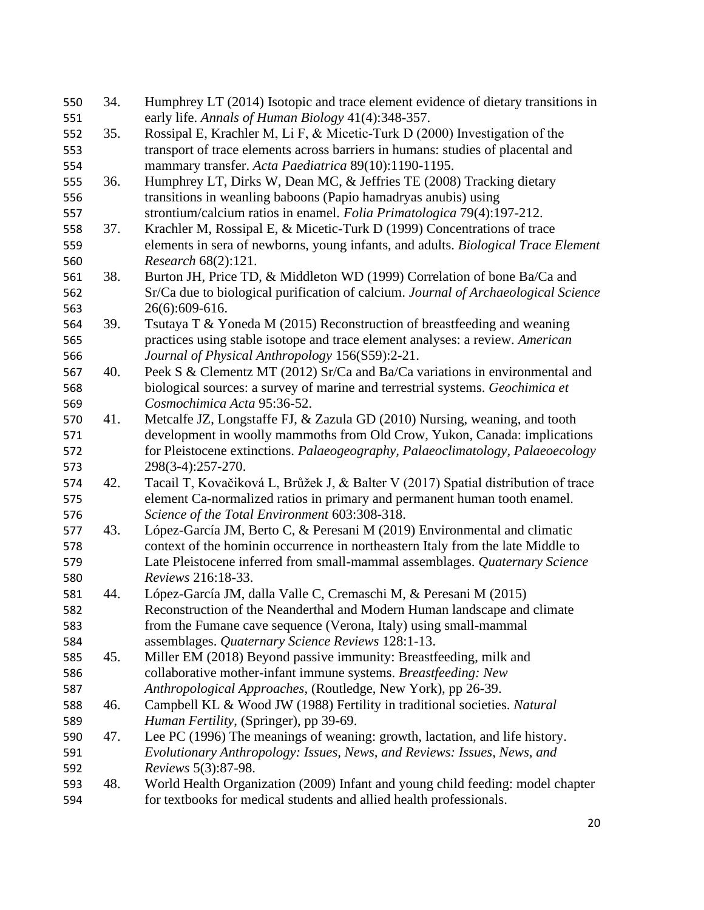34. Humphrey LT (2014) Isotopic and trace element evidence of dietary transitions in early life. *Annals of Human Biology* 41(4):348-357.
35. Rossipal E, Krachler M, Li F, & Micetic-Turk D (2000) Investigation of the transport of trace elements across barriers in humans: studies of placental and mammary transfer. *Acta Paediatrica* 89(10):1190-1195.
36. Humphrey LT, Dirks W, Dean MC, & Jeffries TE (2008) Tracking dietary transitions in weanling baboons (Papio hamadryas anubis) using strontium/calcium ratios in enamel. *Folia Primatologica* 79(4):197-212.
37. Krachler M, Rossipal E, & Micetic-Turk D (1999) Concentrations of trace elements in sera of newborns, young infants, and adults. *Biological Trace Element Research* 68(2):121.
38. Burton JH, Price TD, & Middleton WD (1999) Correlation of bone Ba/Ca and Sr/Ca due to biological purification of calcium. *Journal of Archaeological Science* 26(6):609-616.
39. Tsutaya T & Yoneda M (2015) Reconstruction of breastfeeding and weaning practices using stable isotope and trace element analyses: a review. *American Journal of Physical Anthropology* 156(S59):2-21.
40. Peek S & Clementz MT (2012) Sr/Ca and Ba/Ca variations in environmental and biological sources: a survey of marine and terrestrial systems. *Geochimica et Cosmochimica Acta* 95:36-52.
41. Metcalfe JZ, Longstaffe FJ, & Zazula GD (2010) Nursing, weaning, and tooth development in woolly mammoths from Old Crow, Yukon, Canada: implications for Pleistocene extinctions. *Palaeogeography, Palaeoclimatology, Palaeoecology* 298(3-4):257-270.
42. Tacail T, Kovačiková L, Brůžek J, & Balter V (2017) Spatial distribution of trace element Ca-normalized ratios in primary and permanent human tooth enamel. *Science of the Total Environment* 603:308-318.
43. López-García JM, Berto C, & Peresani M (2019) Environmental and climatic context of the hominin occurrence in northeastern Italy from the late Middle to Late Pleistocene inferred from small-mammal assemblages. *Quaternary Science Reviews* 216:18-33.
44. López-García JM, dalla Valle C, Cremaschi M, & Peresani M (2015) Reconstruction of the Neanderthal and Modern Human landscape and climate from the Fumane cave sequence (Verona, Italy) using small-mammal assemblages. *Quaternary Science Reviews* 128:1-13.
45. Miller EM (2018) Beyond passive immunity: Breastfeeding, milk and collaborative mother-infant immune systems. *Breastfeeding: New Anthropological Approaches*, (Routledge, New York), pp 26-39.
46. Campbell KL & Wood JW (1988) Fertility in traditional societies. *Natural Human Fertility*, (Springer), pp 39-69.
47. Lee PC (1996) The meanings of weaning: growth, lactation, and life history. *Evolutionary Anthropology: Issues, News, and Reviews: Issues, News, and Reviews* 5(3):87-98.
48. World Health Organization (2009) Infant and young child feeding: model chapter for textbooks for medical students and allied health professionals.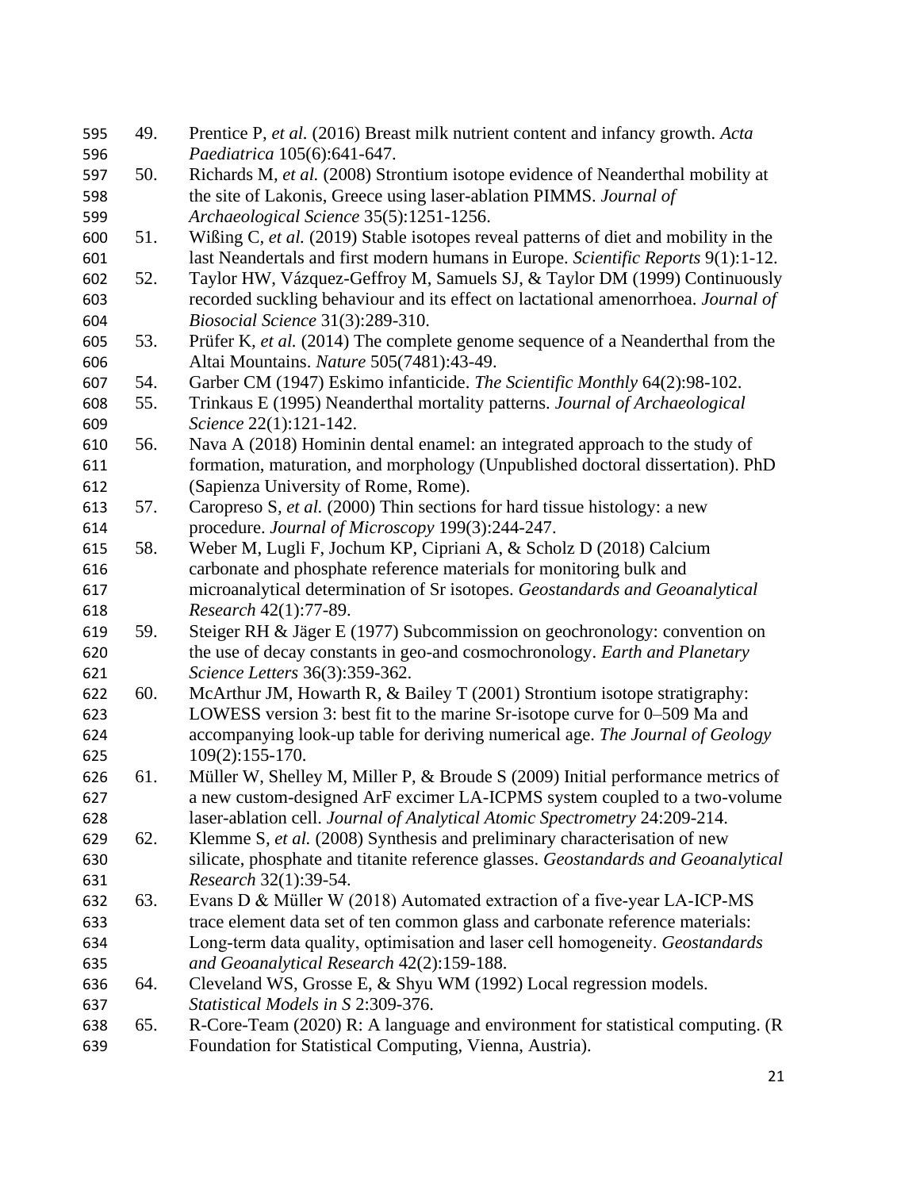49. Prentice P, *et al.* (2016) Breast milk nutrient content and infancy growth. *Acta Paediatrica* 105(6):641-647.
50. Richards M, *et al.* (2008) Strontium isotope evidence of Neanderthal mobility at the site of Lakonis, Greece using laser-ablation PIMMS. *Journal of Archaeological Science* 35(5):1251-1256.
51. Wißing C, *et al.* (2019) Stable isotopes reveal patterns of diet and mobility in the last Neandertals and first modern humans in Europe. *Scientific Reports* 9(1):1-12.
52. Taylor HW, Vázquez-Geffroy M, Samuels SJ, & Taylor DM (1999) Continuously recorded suckling behaviour and its effect on lactational amenorrhoea. *Journal of Biosocial Science* 31(3):289-310.
53. Prüfer K, *et al.* (2014) The complete genome sequence of a Neanderthal from the Altai Mountains. *Nature* 505(7481):43-49.
54. Garber CM (1947) Eskimo infanticide. *The Scientific Monthly* 64(2):98-102.
55. Trinkaus E (1995) Neanderthal mortality patterns. *Journal of Archaeological Science* 22(1):121-142.
56. Nava A (2018) Hominin dental enamel: an integrated approach to the study of formation, maturation, and morphology (Unpublished doctoral dissertation). PhD (Sapienza University of Rome, Rome).
57. Caropreso S, *et al.* (2000) Thin sections for hard tissue histology: a new procedure. *Journal of Microscopy* 199(3):244-247.
58. Weber M, Lugli F, Jochum KP, Cipriani A, & Scholz D (2018) Calcium carbonate and phosphate reference materials for monitoring bulk and microanalytical determination of Sr isotopes. *Geostandards and Geoanalytical Research* 42(1):77-89.
59. Steiger RH & Jäger E (1977) Subcommission on geochronology: convention on the use of decay constants in geo-and cosmochronology. *Earth and Planetary Science Letters* 36(3):359-362.
60. McArthur JM, Howarth R, & Bailey T (2001) Strontium isotope stratigraphy: LOWESS version 3: best fit to the marine Sr-isotope curve for 0–509 Ma and accompanying look-up table for deriving numerical age. *The Journal of Geology* 109(2):155-170.
61. Müller W, Shelley M, Miller P, & Broude S (2009) Initial performance metrics of a new custom-designed ArF excimer LA-ICPMS system coupled to a two-volume laser-ablation cell. *Journal of Analytical Atomic Spectrometry* 24:209-214.
62. Klemme S, *et al.* (2008) Synthesis and preliminary characterisation of new silicate, phosphate and titanite reference glasses. *Geostandards and Geoanalytical Research* 32(1):39-54.
63. Evans D & Müller W (2018) Automated extraction of a five-year LA-ICP-MS trace element data set of ten common glass and carbonate reference materials: Long-term data quality, optimisation and laser cell homogeneity. *Geostandards and Geoanalytical Research* 42(2):159-188.
64. Cleveland WS, Grosse E, & Shyu WM (1992) Local regression models. *Statistical Models in S* 2:309-376.
65. R-Core-Team (2020) R: A language and environment for statistical computing. (R Foundation for Statistical Computing, Vienna, Austria).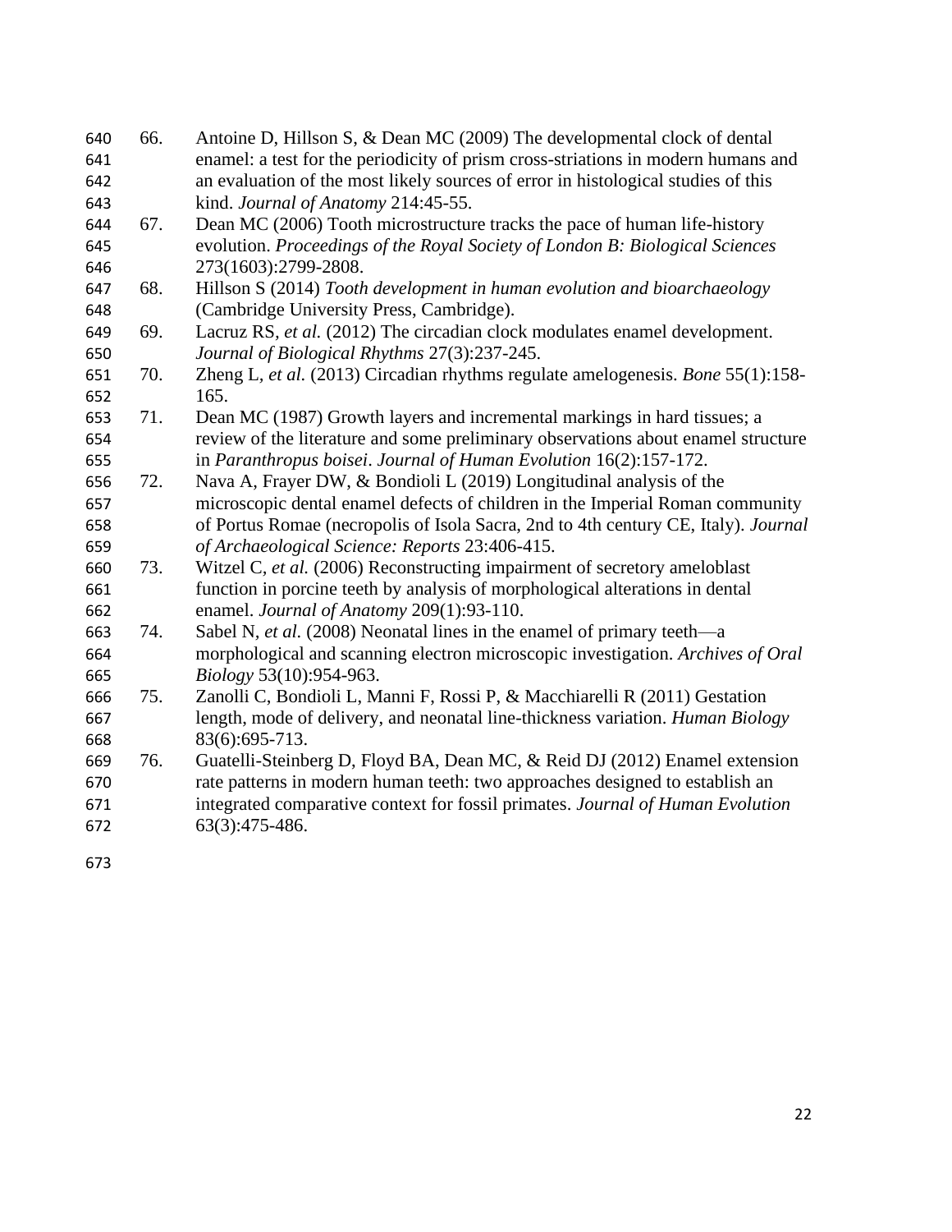66. Antoine D, Hillson S, & Dean MC (2009) The developmental clock of dental enamel: a test for the periodicity of prism cross-striations in modern humans and an evaluation of the most likely sources of error in histological studies of this kind. *Journal of Anatomy* 214:45-55.
67. Dean MC (2006) Tooth microstructure tracks the pace of human life-history evolution. *Proceedings of the Royal Society of London B: Biological Sciences* 273(1603):2799-2808.
68. Hillson S (2014) *Tooth development in human evolution and bioarchaeology* (Cambridge University Press, Cambridge).
69. Lacruz RS, *et al.* (2012) The circadian clock modulates enamel development. *Journal of Biological Rhythms* 27(3):237-245.
70. Zheng L, *et al.* (2013) Circadian rhythms regulate amelogenesis. *Bone* 55(1):158-165.
71. Dean MC (1987) Growth layers and incremental markings in hard tissues; a review of the literature and some preliminary observations about enamel structure in *Paranthropus boisei*. *Journal of Human Evolution* 16(2):157-172.
72. Nava A, Frayer DW, & Bondioli L (2019) Longitudinal analysis of the microscopic dental enamel defects of children in the Imperial Roman community of Portus Romae (necropolis of Isola Sacra, 2nd to 4th century CE, Italy). *Journal of Archaeological Science: Reports* 23:406-415.
73. Witzel C, *et al.* (2006) Reconstructing impairment of secretory ameloblast function in porcine teeth by analysis of morphological alterations in dental enamel. *Journal of Anatomy* 209(1):93-110.
74. Sabel N, *et al.* (2008) Neonatal lines in the enamel of primary teeth—a morphological and scanning electron microscopic investigation. *Archives of Oral Biology* 53(10):954-963.
75. Zanolli C, Bondioli L, Manni F, Rossi P, & Macchiarelli R (2011) Gestation length, mode of delivery, and neonatal line-thickness variation. *Human Biology* 83(6):695-713.
76. Guatelli-Steinberg D, Floyd BA, Dean MC, & Reid DJ (2012) Enamel extension rate patterns in modern human teeth: two approaches designed to establish an integrated comparative context for fossil primates. *Journal of Human Evolution* 63(3):475-486.